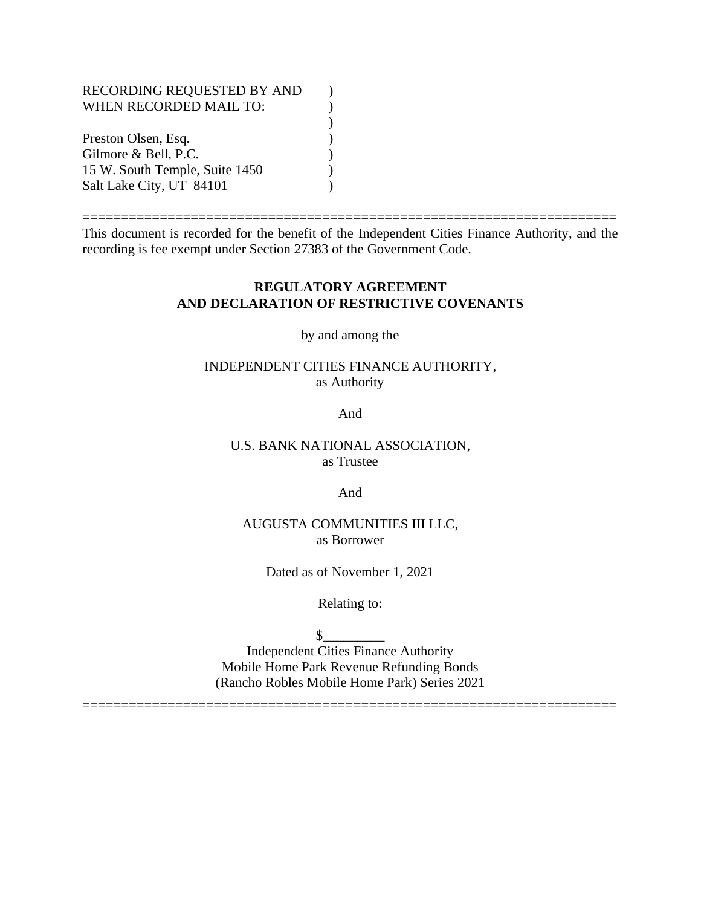RECORDING REQUESTED BY AND
WHEN RECORDED MAIL TO:

Preston Olsen, Esq.
Gilmore & Bell, P.C.
15 W. South Temple, Suite 1450
Salt Lake City, UT 84101

---

This document is recorded for the benefit of the Independent Cities Finance Authority, and the recording is fee exempt under Section 27383 of the Government Code.

**REGULATORY AGREEMENT**
**AND DECLARATION OF RESTRICTIVE COVENANTS**

by and among the

INDEPENDENT CITIES FINANCE AUTHORITY,
as Authority

And

U.S. BANK NATIONAL ASSOCIATION,
as Trustee

And

AUGUSTA COMMUNITIES III LLC,
as Borrower

Dated as of November 1, 2021

Relating to:

$_________
Independent Cities Finance Authority
Mobile Home Park Revenue Refunding Bonds
(Rancho Robles Mobile Home Park) Series 2021

---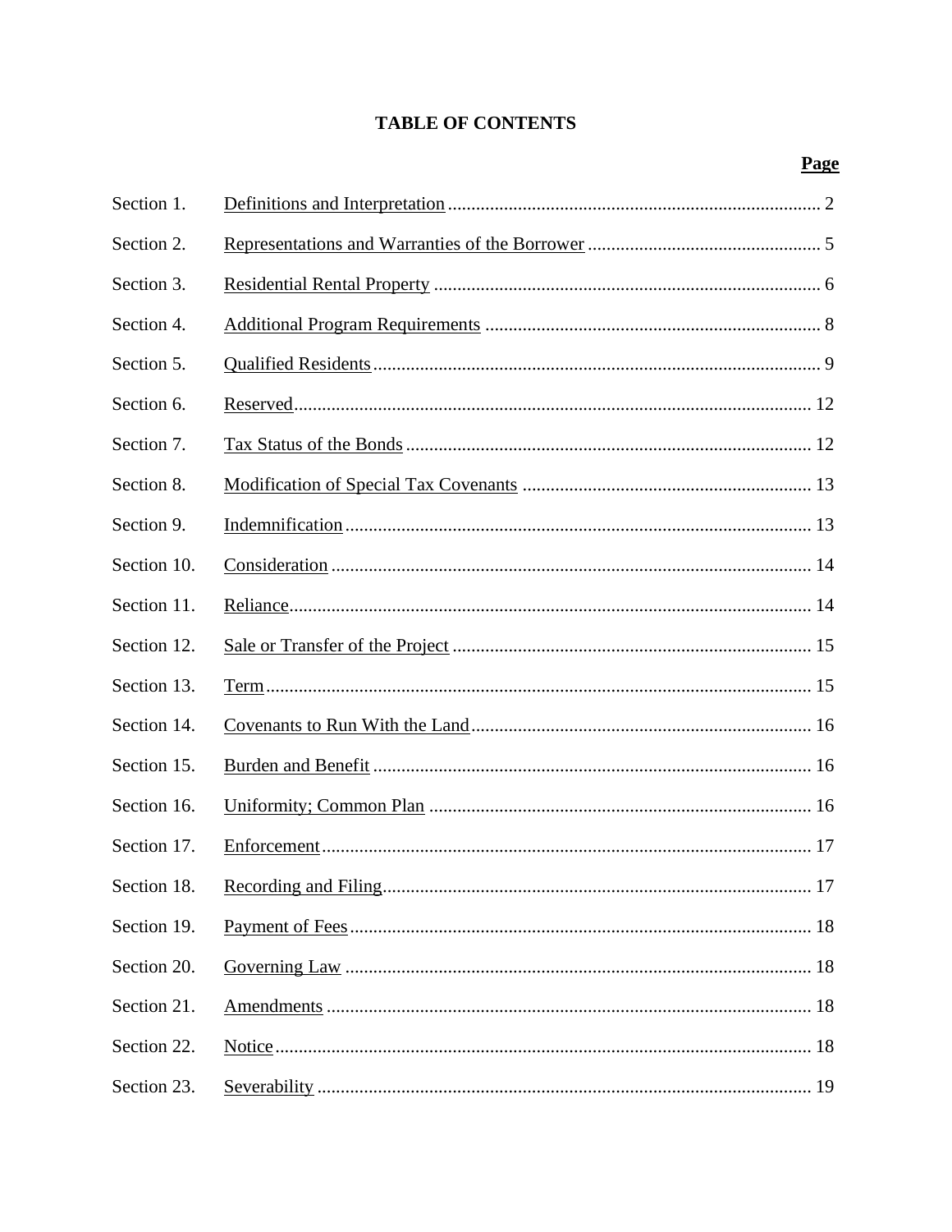# TABLE OF CONTENTS

| | | Page |
|---|---|---|
| Section 1. | Definitions and Interpretation | 2 |
| Section 2. | Representations and Warranties of the Borrower | 5 |
| Section 3. | Residential Rental Property | 6 |
| Section 4. | Additional Program Requirements | 8 |
| Section 5. | Qualified Residents | 9 |
| Section 6. | Reserved | 12 |
| Section 7. | Tax Status of the Bonds | 12 |
| Section 8. | Modification of Special Tax Covenants | 13 |
| Section 9. | Indemnification | 13 |
| Section 10. | Consideration | 14 |
| Section 11. | Reliance | 14 |
| Section 12. | Sale or Transfer of the Project | 15 |
| Section 13. | Term | 15 |
| Section 14. | Covenants to Run With the Land | 16 |
| Section 15. | Burden and Benefit | 16 |
| Section 16. | Uniformity; Common Plan | 16 |
| Section 17. | Enforcement | 17 |
| Section 18. | Recording and Filing | 17 |
| Section 19. | Payment of Fees | 18 |
| Section 20. | Governing Law | 18 |
| Section 21. | Amendments | 18 |
| Section 22. | Notice | 18 |
| Section 23. | Severability | 19 |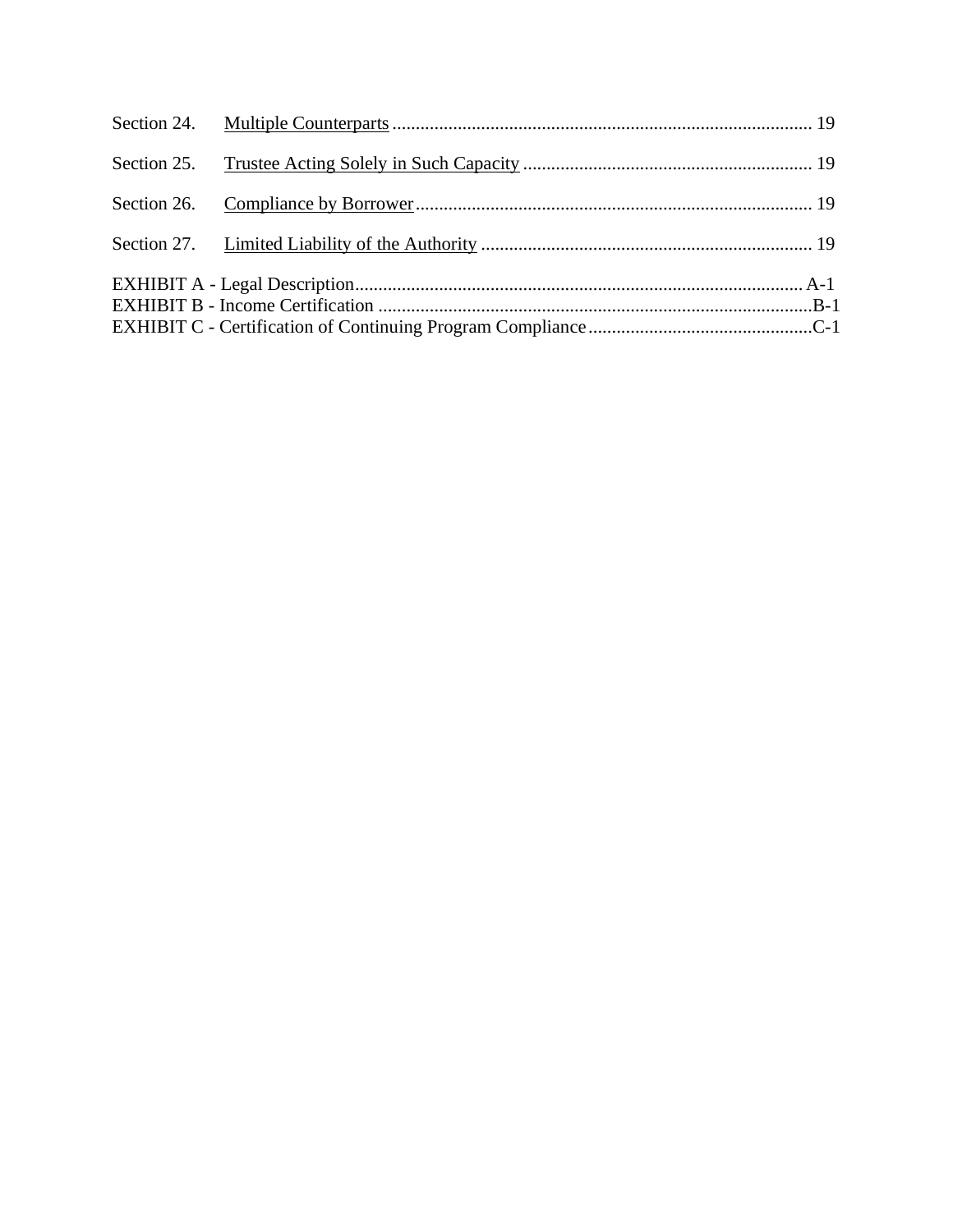Section 24. Multiple Counterparts ........................................................................................ 19

Section 25. Trustee Acting Solely in Such Capacity ............................................................ 19

Section 26. Compliance by Borrower.................................................................................... 19

Section 27. Limited Liability of the Authority ...................................................................... 19

EXHIBIT A - Legal Description................................................................................................ A-1
EXHIBIT B - Income Certification ............................................................................................B-1
EXHIBIT C - Certification of Continuing Program Compliance ................................................C-1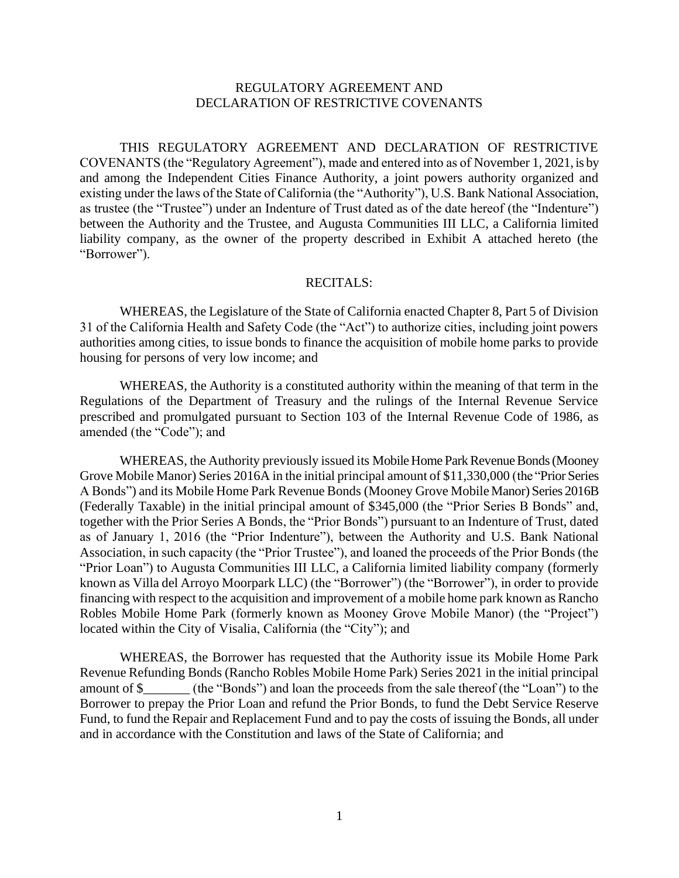# REGULATORY AGREEMENT AND DECLARATION OF RESTRICTIVE COVENANTS

THIS REGULATORY AGREEMENT AND DECLARATION OF RESTRICTIVE COVENANTS (the "Regulatory Agreement"), made and entered into as of November 1, 2021, is by and among the Independent Cities Finance Authority, a joint powers authority organized and existing under the laws of the State of California (the "Authority"), U.S. Bank National Association, as trustee (the "Trustee") under an Indenture of Trust dated as of the date hereof (the "Indenture") between the Authority and the Trustee, and Augusta Communities III LLC, a California limited liability company, as the owner of the property described in Exhibit A attached hereto (the "Borrower").

## RECITALS:

WHEREAS, the Legislature of the State of California enacted Chapter 8, Part 5 of Division 31 of the California Health and Safety Code (the "Act") to authorize cities, including joint powers authorities among cities, to issue bonds to finance the acquisition of mobile home parks to provide housing for persons of very low income; and

WHEREAS, the Authority is a constituted authority within the meaning of that term in the Regulations of the Department of Treasury and the rulings of the Internal Revenue Service prescribed and promulgated pursuant to Section 103 of the Internal Revenue Code of 1986, as amended (the "Code"); and

WHEREAS, the Authority previously issued its Mobile Home Park Revenue Bonds (Mooney Grove Mobile Manor) Series 2016A in the initial principal amount of $11,330,000 (the "Prior Series A Bonds") and its Mobile Home Park Revenue Bonds (Mooney Grove Mobile Manor) Series 2016B (Federally Taxable) in the initial principal amount of $345,000 (the "Prior Series B Bonds" and, together with the Prior Series A Bonds, the "Prior Bonds") pursuant to an Indenture of Trust, dated as of January 1, 2016 (the "Prior Indenture"), between the Authority and U.S. Bank National Association, in such capacity (the "Prior Trustee"), and loaned the proceeds of the Prior Bonds (the "Prior Loan") to Augusta Communities III LLC, a California limited liability company (formerly known as Villa del Arroyo Moorpark LLC) (the "Borrower") (the "Borrower"), in order to provide financing with respect to the acquisition and improvement of a mobile home park known as Rancho Robles Mobile Home Park (formerly known as Mooney Grove Mobile Manor) (the "Project") located within the City of Visalia, California (the "City"); and

WHEREAS, the Borrower has requested that the Authority issue its Mobile Home Park Revenue Refunding Bonds (Rancho Robles Mobile Home Park) Series 2021 in the initial principal amount of $_______ (the "Bonds") and loan the proceeds from the sale thereof (the "Loan") to the Borrower to prepay the Prior Loan and refund the Prior Bonds, to fund the Debt Service Reserve Fund, to fund the Repair and Replacement Fund and to pay the costs of issuing the Bonds, all under and in accordance with the Constitution and laws of the State of California; and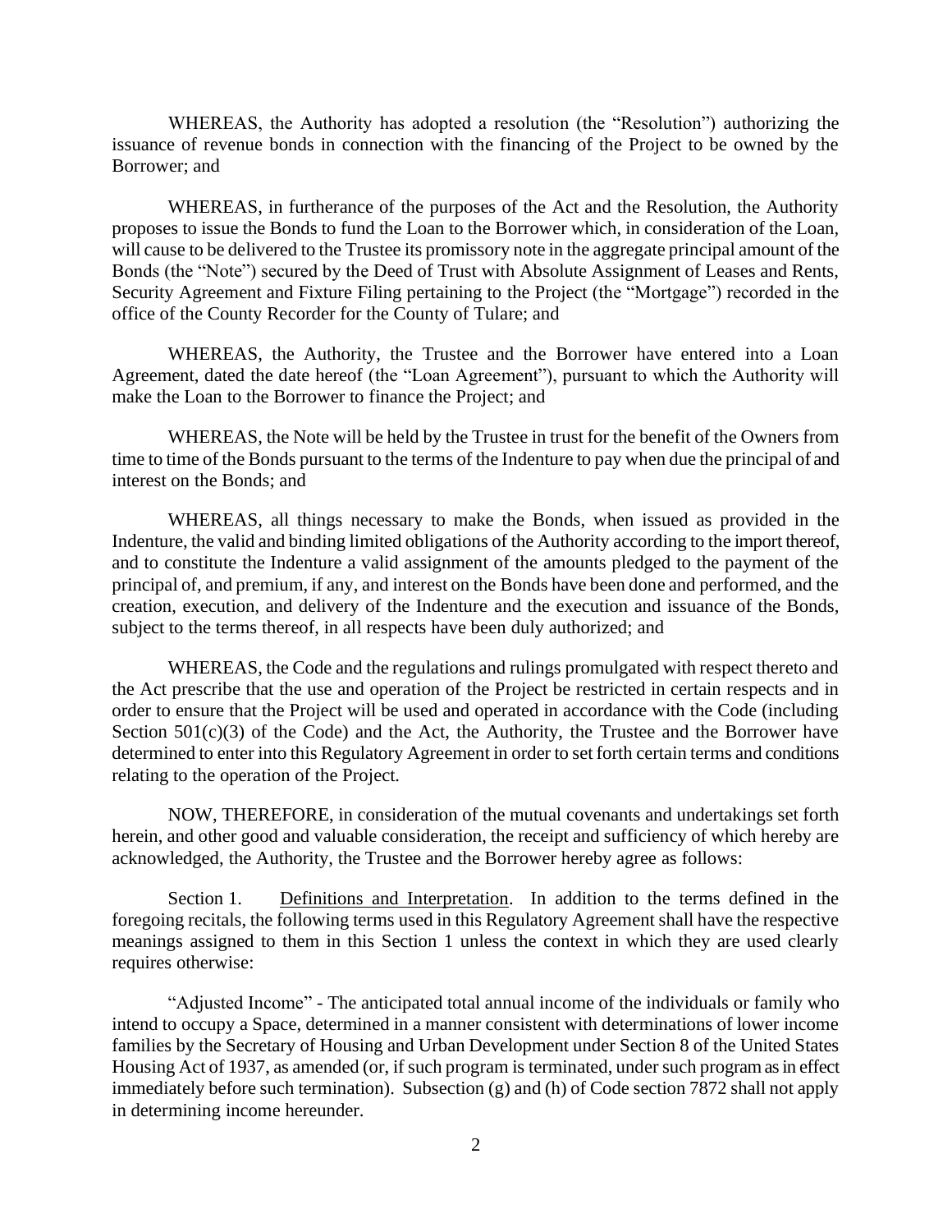WHEREAS, the Authority has adopted a resolution (the "Resolution") authorizing the issuance of revenue bonds in connection with the financing of the Project to be owned by the Borrower; and

WHEREAS, in furtherance of the purposes of the Act and the Resolution, the Authority proposes to issue the Bonds to fund the Loan to the Borrower which, in consideration of the Loan, will cause to be delivered to the Trustee its promissory note in the aggregate principal amount of the Bonds (the "Note") secured by the Deed of Trust with Absolute Assignment of Leases and Rents, Security Agreement and Fixture Filing pertaining to the Project (the "Mortgage") recorded in the office of the County Recorder for the County of Tulare; and

WHEREAS, the Authority, the Trustee and the Borrower have entered into a Loan Agreement, dated the date hereof (the "Loan Agreement"), pursuant to which the Authority will make the Loan to the Borrower to finance the Project; and

WHEREAS, the Note will be held by the Trustee in trust for the benefit of the Owners from time to time of the Bonds pursuant to the terms of the Indenture to pay when due the principal of and interest on the Bonds; and

WHEREAS, all things necessary to make the Bonds, when issued as provided in the Indenture, the valid and binding limited obligations of the Authority according to the import thereof, and to constitute the Indenture a valid assignment of the amounts pledged to the payment of the principal of, and premium, if any, and interest on the Bonds have been done and performed, and the creation, execution, and delivery of the Indenture and the execution and issuance of the Bonds, subject to the terms thereof, in all respects have been duly authorized; and

WHEREAS, the Code and the regulations and rulings promulgated with respect thereto and the Act prescribe that the use and operation of the Project be restricted in certain respects and in order to ensure that the Project will be used and operated in accordance with the Code (including Section 501(c)(3) of the Code) and the Act, the Authority, the Trustee and the Borrower have determined to enter into this Regulatory Agreement in order to set forth certain terms and conditions relating to the operation of the Project.

NOW, THEREFORE, in consideration of the mutual covenants and undertakings set forth herein, and other good and valuable consideration, the receipt and sufficiency of which hereby are acknowledged, the Authority, the Trustee and the Borrower hereby agree as follows:

Section 1. Definitions and Interpretation. In addition to the terms defined in the foregoing recitals, the following terms used in this Regulatory Agreement shall have the respective meanings assigned to them in this Section 1 unless the context in which they are used clearly requires otherwise:

"Adjusted Income" - The anticipated total annual income of the individuals or family who intend to occupy a Space, determined in a manner consistent with determinations of lower income families by the Secretary of Housing and Urban Development under Section 8 of the United States Housing Act of 1937, as amended (or, if such program is terminated, under such program as in effect immediately before such termination). Subsection (g) and (h) of Code section 7872 shall not apply in determining income hereunder.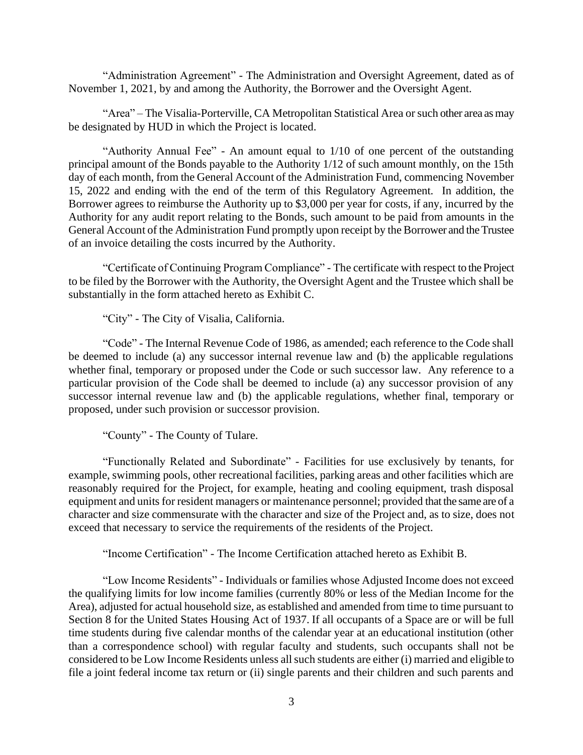"Administration Agreement" - The Administration and Oversight Agreement, dated as of November 1, 2021, by and among the Authority, the Borrower and the Oversight Agent.

"Area" – The Visalia-Porterville, CA Metropolitan Statistical Area or such other area as may be designated by HUD in which the Project is located.

"Authority Annual Fee" - An amount equal to 1/10 of one percent of the outstanding principal amount of the Bonds payable to the Authority 1/12 of such amount monthly, on the 15th day of each month, from the General Account of the Administration Fund, commencing November 15, 2022 and ending with the end of the term of this Regulatory Agreement. In addition, the Borrower agrees to reimburse the Authority up to $3,000 per year for costs, if any, incurred by the Authority for any audit report relating to the Bonds, such amount to be paid from amounts in the General Account of the Administration Fund promptly upon receipt by the Borrower and the Trustee of an invoice detailing the costs incurred by the Authority.

"Certificate of Continuing Program Compliance" - The certificate with respect to the Project to be filed by the Borrower with the Authority, the Oversight Agent and the Trustee which shall be substantially in the form attached hereto as Exhibit C.

"City" - The City of Visalia, California.

"Code" - The Internal Revenue Code of 1986, as amended; each reference to the Code shall be deemed to include (a) any successor internal revenue law and (b) the applicable regulations whether final, temporary or proposed under the Code or such successor law. Any reference to a particular provision of the Code shall be deemed to include (a) any successor provision of any successor internal revenue law and (b) the applicable regulations, whether final, temporary or proposed, under such provision or successor provision.

"County" - The County of Tulare.

"Functionally Related and Subordinate" - Facilities for use exclusively by tenants, for example, swimming pools, other recreational facilities, parking areas and other facilities which are reasonably required for the Project, for example, heating and cooling equipment, trash disposal equipment and units for resident managers or maintenance personnel; provided that the same are of a character and size commensurate with the character and size of the Project and, as to size, does not exceed that necessary to service the requirements of the residents of the Project.

"Income Certification" - The Income Certification attached hereto as Exhibit B.

"Low Income Residents" - Individuals or families whose Adjusted Income does not exceed the qualifying limits for low income families (currently 80% or less of the Median Income for the Area), adjusted for actual household size, as established and amended from time to time pursuant to Section 8 for the United States Housing Act of 1937. If all occupants of a Space are or will be full time students during five calendar months of the calendar year at an educational institution (other than a correspondence school) with regular faculty and students, such occupants shall not be considered to be Low Income Residents unless all such students are either (i) married and eligible to file a joint federal income tax return or (ii) single parents and their children and such parents and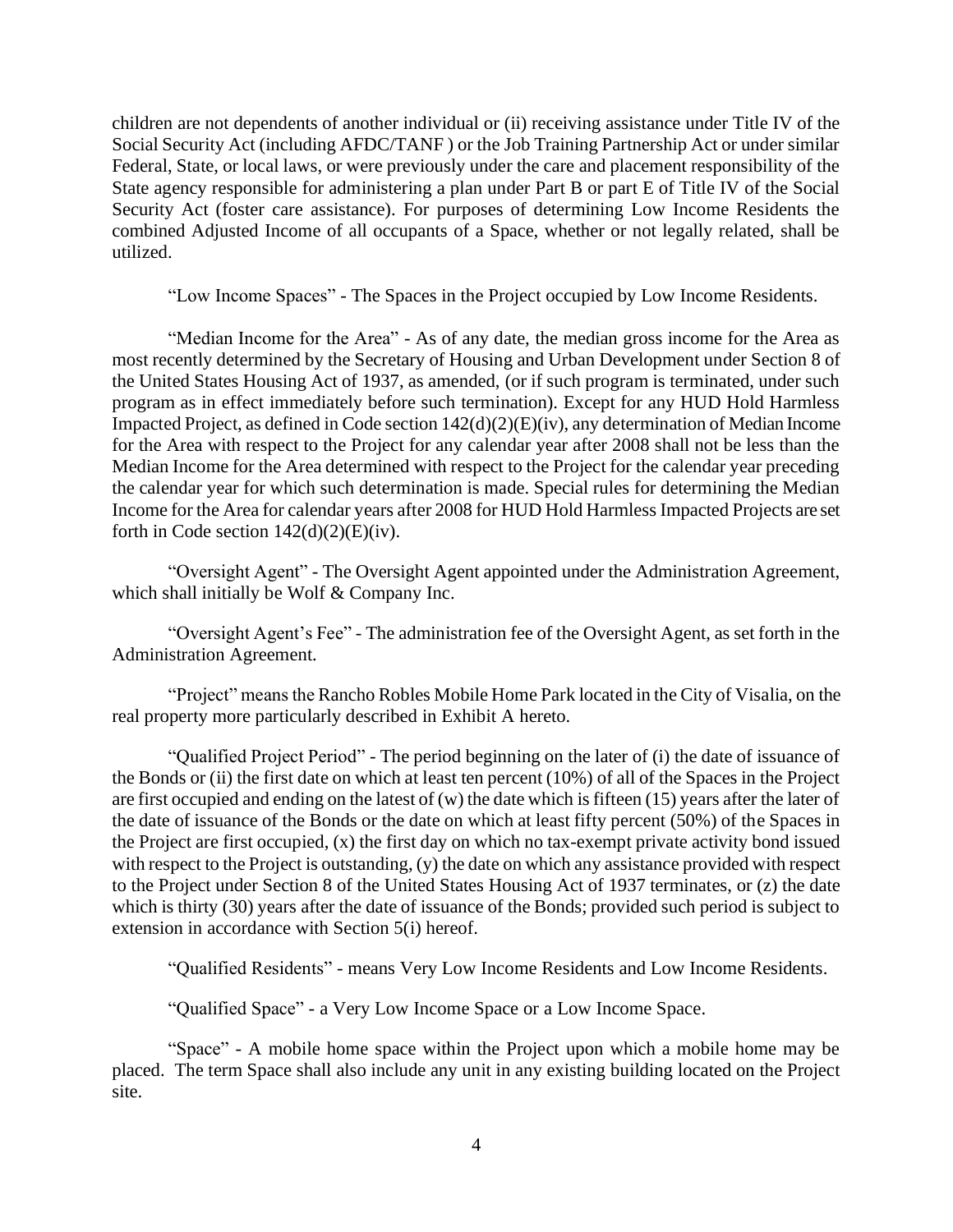children are not dependents of another individual or (ii) receiving assistance under Title IV of the Social Security Act (including AFDC/TANF ) or the Job Training Partnership Act or under similar Federal, State, or local laws, or were previously under the care and placement responsibility of the State agency responsible for administering a plan under Part B or part E of Title IV of the Social Security Act (foster care assistance). For purposes of determining Low Income Residents the combined Adjusted Income of all occupants of a Space, whether or not legally related, shall be utilized.

"Low Income Spaces" - The Spaces in the Project occupied by Low Income Residents.

"Median Income for the Area" - As of any date, the median gross income for the Area as most recently determined by the Secretary of Housing and Urban Development under Section 8 of the United States Housing Act of 1937, as amended, (or if such program is terminated, under such program as in effect immediately before such termination). Except for any HUD Hold Harmless Impacted Project, as defined in Code section 142(d)(2)(E)(iv), any determination of Median Income for the Area with respect to the Project for any calendar year after 2008 shall not be less than the Median Income for the Area determined with respect to the Project for the calendar year preceding the calendar year for which such determination is made. Special rules for determining the Median Income for the Area for calendar years after 2008 for HUD Hold Harmless Impacted Projects are set forth in Code section 142(d)(2)(E)(iv).

"Oversight Agent" - The Oversight Agent appointed under the Administration Agreement, which shall initially be Wolf & Company Inc.

"Oversight Agent's Fee" - The administration fee of the Oversight Agent, as set forth in the Administration Agreement.

"Project" means the Rancho Robles Mobile Home Park located in the City of Visalia, on the real property more particularly described in Exhibit A hereto.

"Qualified Project Period" - The period beginning on the later of (i) the date of issuance of the Bonds or (ii) the first date on which at least ten percent (10%) of all of the Spaces in the Project are first occupied and ending on the latest of (w) the date which is fifteen (15) years after the later of the date of issuance of the Bonds or the date on which at least fifty percent (50%) of the Spaces in the Project are first occupied, (x) the first day on which no tax-exempt private activity bond issued with respect to the Project is outstanding, (y) the date on which any assistance provided with respect to the Project under Section 8 of the United States Housing Act of 1937 terminates, or (z) the date which is thirty (30) years after the date of issuance of the Bonds; provided such period is subject to extension in accordance with Section 5(i) hereof.

"Qualified Residents" - means Very Low Income Residents and Low Income Residents.

"Qualified Space" - a Very Low Income Space or a Low Income Space.

"Space" - A mobile home space within the Project upon which a mobile home may be placed. The term Space shall also include any unit in any existing building located on the Project site.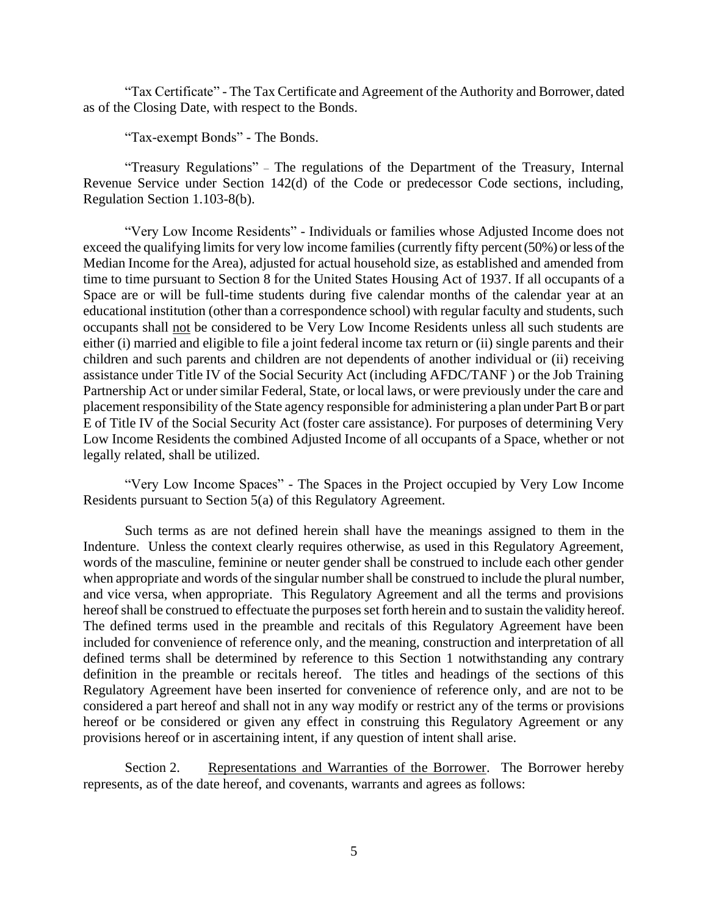"Tax Certificate" - The Tax Certificate and Agreement of the Authority and Borrower, dated as of the Closing Date, with respect to the Bonds.

"Tax-exempt Bonds" - The Bonds.

"Treasury Regulations" – The regulations of the Department of the Treasury, Internal Revenue Service under Section 142(d) of the Code or predecessor Code sections, including, Regulation Section 1.103-8(b).

"Very Low Income Residents" - Individuals or families whose Adjusted Income does not exceed the qualifying limits for very low income families (currently fifty percent (50%) or less of the Median Income for the Area), adjusted for actual household size, as established and amended from time to time pursuant to Section 8 for the United States Housing Act of 1937. If all occupants of a Space are or will be full-time students during five calendar months of the calendar year at an educational institution (other than a correspondence school) with regular faculty and students, such occupants shall not be considered to be Very Low Income Residents unless all such students are either (i) married and eligible to file a joint federal income tax return or (ii) single parents and their children and such parents and children are not dependents of another individual or (ii) receiving assistance under Title IV of the Social Security Act (including AFDC/TANF ) or the Job Training Partnership Act or under similar Federal, State, or local laws, or were previously under the care and placement responsibility of the State agency responsible for administering a plan under Part B or part E of Title IV of the Social Security Act (foster care assistance). For purposes of determining Very Low Income Residents the combined Adjusted Income of all occupants of a Space, whether or not legally related, shall be utilized.

"Very Low Income Spaces" - The Spaces in the Project occupied by Very Low Income Residents pursuant to Section 5(a) of this Regulatory Agreement.

Such terms as are not defined herein shall have the meanings assigned to them in the Indenture. Unless the context clearly requires otherwise, as used in this Regulatory Agreement, words of the masculine, feminine or neuter gender shall be construed to include each other gender when appropriate and words of the singular number shall be construed to include the plural number, and vice versa, when appropriate. This Regulatory Agreement and all the terms and provisions hereof shall be construed to effectuate the purposes set forth herein and to sustain the validity hereof. The defined terms used in the preamble and recitals of this Regulatory Agreement have been included for convenience of reference only, and the meaning, construction and interpretation of all defined terms shall be determined by reference to this Section 1 notwithstanding any contrary definition in the preamble or recitals hereof. The titles and headings of the sections of this Regulatory Agreement have been inserted for convenience of reference only, and are not to be considered a part hereof and shall not in any way modify or restrict any of the terms or provisions hereof or be considered or given any effect in construing this Regulatory Agreement or any provisions hereof or in ascertaining intent, if any question of intent shall arise.

Section 2. Representations and Warranties of the Borrower. The Borrower hereby represents, as of the date hereof, and covenants, warrants and agrees as follows: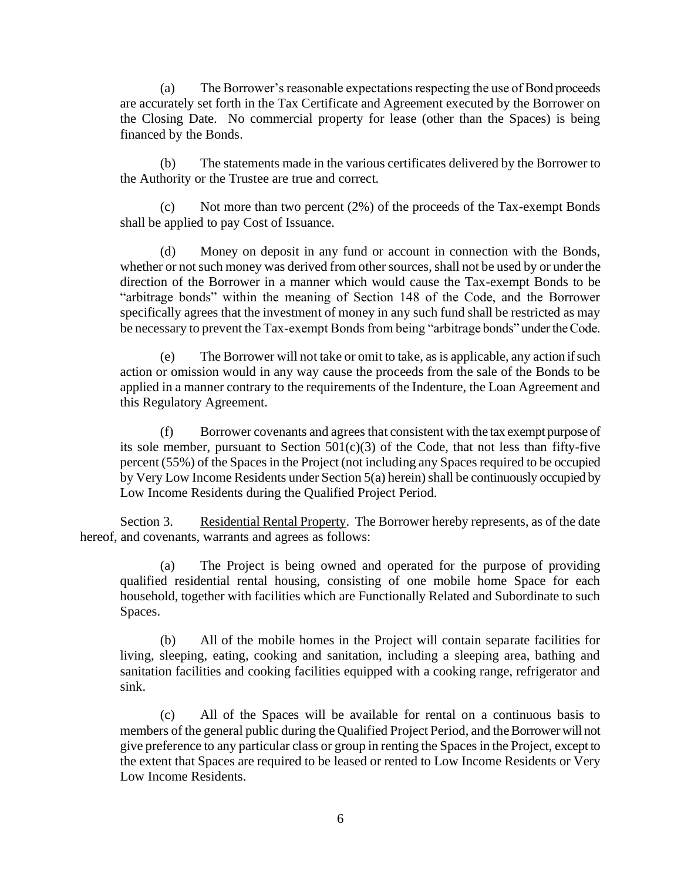(a) The Borrower's reasonable expectations respecting the use of Bond proceeds are accurately set forth in the Tax Certificate and Agreement executed by the Borrower on the Closing Date. No commercial property for lease (other than the Spaces) is being financed by the Bonds.

(b) The statements made in the various certificates delivered by the Borrower to the Authority or the Trustee are true and correct.

(c) Not more than two percent (2%) of the proceeds of the Tax-exempt Bonds shall be applied to pay Cost of Issuance.

(d) Money on deposit in any fund or account in connection with the Bonds, whether or not such money was derived from other sources, shall not be used by or under the direction of the Borrower in a manner which would cause the Tax-exempt Bonds to be "arbitrage bonds" within the meaning of Section 148 of the Code, and the Borrower specifically agrees that the investment of money in any such fund shall be restricted as may be necessary to prevent the Tax-exempt Bonds from being "arbitrage bonds" under the Code.

(e) The Borrower will not take or omit to take, as is applicable, any action if such action or omission would in any way cause the proceeds from the sale of the Bonds to be applied in a manner contrary to the requirements of the Indenture, the Loan Agreement and this Regulatory Agreement.

(f) Borrower covenants and agrees that consistent with the tax exempt purpose of its sole member, pursuant to Section 501(c)(3) of the Code, that not less than fifty-five percent (55%) of the Spaces in the Project (not including any Spaces required to be occupied by Very Low Income Residents under Section 5(a) herein) shall be continuously occupied by Low Income Residents during the Qualified Project Period.

Section 3. Residential Rental Property. The Borrower hereby represents, as of the date hereof, and covenants, warrants and agrees as follows:

(a) The Project is being owned and operated for the purpose of providing qualified residential rental housing, consisting of one mobile home Space for each household, together with facilities which are Functionally Related and Subordinate to such Spaces.

(b) All of the mobile homes in the Project will contain separate facilities for living, sleeping, eating, cooking and sanitation, including a sleeping area, bathing and sanitation facilities and cooking facilities equipped with a cooking range, refrigerator and sink.

(c) All of the Spaces will be available for rental on a continuous basis to members of the general public during the Qualified Project Period, and the Borrower will not give preference to any particular class or group in renting the Spaces in the Project, except to the extent that Spaces are required to be leased or rented to Low Income Residents or Very Low Income Residents.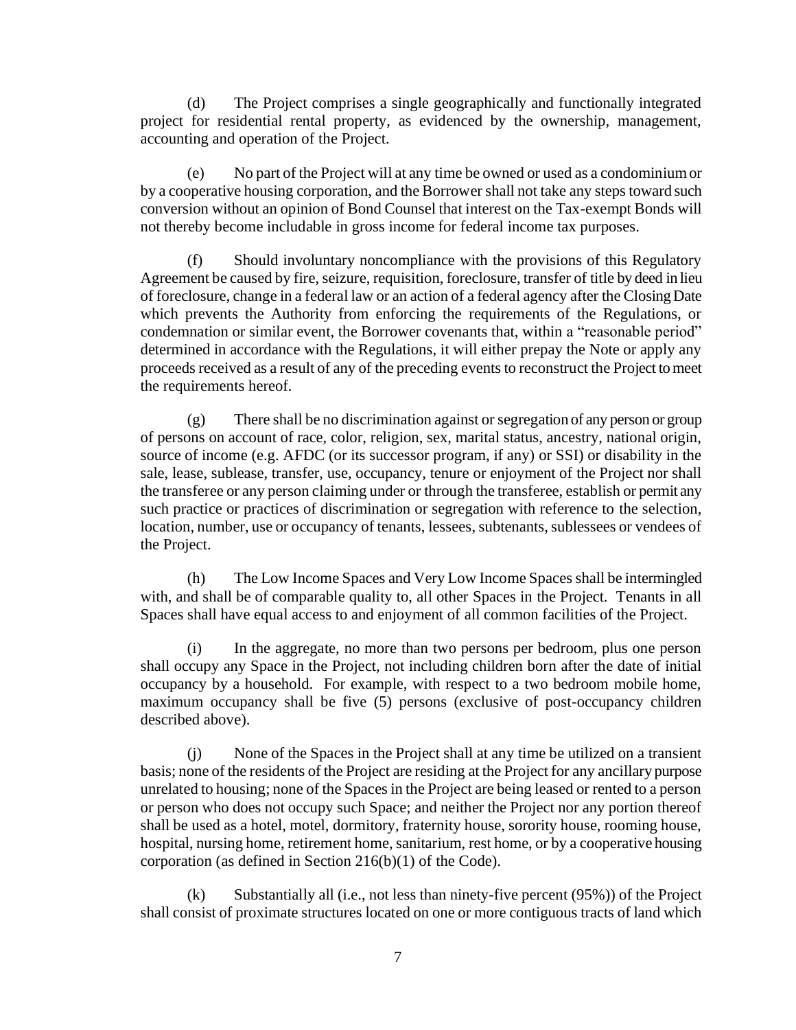(d) The Project comprises a single geographically and functionally integrated project for residential rental property, as evidenced by the ownership, management, accounting and operation of the Project.

(e) No part of the Project will at any time be owned or used as a condominium or by a cooperative housing corporation, and the Borrower shall not take any steps toward such conversion without an opinion of Bond Counsel that interest on the Tax-exempt Bonds will not thereby become includable in gross income for federal income tax purposes.

(f) Should involuntary noncompliance with the provisions of this Regulatory Agreement be caused by fire, seizure, requisition, foreclosure, transfer of title by deed in lieu of foreclosure, change in a federal law or an action of a federal agency after the Closing Date which prevents the Authority from enforcing the requirements of the Regulations, or condemnation or similar event, the Borrower covenants that, within a "reasonable period" determined in accordance with the Regulations, it will either prepay the Note or apply any proceeds received as a result of any of the preceding events to reconstruct the Project to meet the requirements hereof.

(g) There shall be no discrimination against or segregation of any person or group of persons on account of race, color, religion, sex, marital status, ancestry, national origin, source of income (e.g. AFDC (or its successor program, if any) or SSI) or disability in the sale, lease, sublease, transfer, use, occupancy, tenure or enjoyment of the Project nor shall the transferee or any person claiming under or through the transferee, establish or permit any such practice or practices of discrimination or segregation with reference to the selection, location, number, use or occupancy of tenants, lessees, subtenants, sublessees or vendees of the Project.

(h) The Low Income Spaces and Very Low Income Spaces shall be intermingled with, and shall be of comparable quality to, all other Spaces in the Project. Tenants in all Spaces shall have equal access to and enjoyment of all common facilities of the Project.

(i) In the aggregate, no more than two persons per bedroom, plus one person shall occupy any Space in the Project, not including children born after the date of initial occupancy by a household. For example, with respect to a two bedroom mobile home, maximum occupancy shall be five (5) persons (exclusive of post-occupancy children described above).

(j) None of the Spaces in the Project shall at any time be utilized on a transient basis; none of the residents of the Project are residing at the Project for any ancillary purpose unrelated to housing; none of the Spaces in the Project are being leased or rented to a person or person who does not occupy such Space; and neither the Project nor any portion thereof shall be used as a hotel, motel, dormitory, fraternity house, sorority house, rooming house, hospital, nursing home, retirement home, sanitarium, rest home, or by a cooperative housing corporation (as defined in Section 216(b)(1) of the Code).

(k) Substantially all (i.e., not less than ninety-five percent (95%)) of the Project shall consist of proximate structures located on one or more contiguous tracts of land which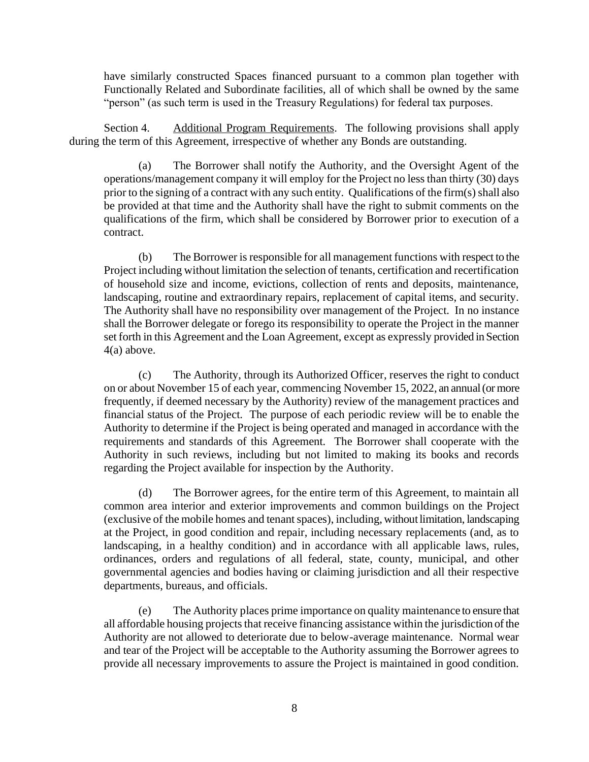have similarly constructed Spaces financed pursuant to a common plan together with Functionally Related and Subordinate facilities, all of which shall be owned by the same "person" (as such term is used in the Treasury Regulations) for federal tax purposes.

Section 4. Additional Program Requirements. The following provisions shall apply during the term of this Agreement, irrespective of whether any Bonds are outstanding.

(a) The Borrower shall notify the Authority, and the Oversight Agent of the operations/management company it will employ for the Project no less than thirty (30) days prior to the signing of a contract with any such entity. Qualifications of the firm(s) shall also be provided at that time and the Authority shall have the right to submit comments on the qualifications of the firm, which shall be considered by Borrower prior to execution of a contract.

(b) The Borrower is responsible for all management functions with respect to the Project including without limitation the selection of tenants, certification and recertification of household size and income, evictions, collection of rents and deposits, maintenance, landscaping, routine and extraordinary repairs, replacement of capital items, and security. The Authority shall have no responsibility over management of the Project. In no instance shall the Borrower delegate or forego its responsibility to operate the Project in the manner set forth in this Agreement and the Loan Agreement, except as expressly provided in Section 4(a) above.

(c) The Authority, through its Authorized Officer, reserves the right to conduct on or about November 15 of each year, commencing November 15, 2022, an annual (or more frequently, if deemed necessary by the Authority) review of the management practices and financial status of the Project. The purpose of each periodic review will be to enable the Authority to determine if the Project is being operated and managed in accordance with the requirements and standards of this Agreement. The Borrower shall cooperate with the Authority in such reviews, including but not limited to making its books and records regarding the Project available for inspection by the Authority.

(d) The Borrower agrees, for the entire term of this Agreement, to maintain all common area interior and exterior improvements and common buildings on the Project (exclusive of the mobile homes and tenant spaces), including, without limitation, landscaping at the Project, in good condition and repair, including necessary replacements (and, as to landscaping, in a healthy condition) and in accordance with all applicable laws, rules, ordinances, orders and regulations of all federal, state, county, municipal, and other governmental agencies and bodies having or claiming jurisdiction and all their respective departments, bureaus, and officials.

(e) The Authority places prime importance on quality maintenance to ensure that all affordable housing projects that receive financing assistance within the jurisdiction of the Authority are not allowed to deteriorate due to below-average maintenance. Normal wear and tear of the Project will be acceptable to the Authority assuming the Borrower agrees to provide all necessary improvements to assure the Project is maintained in good condition.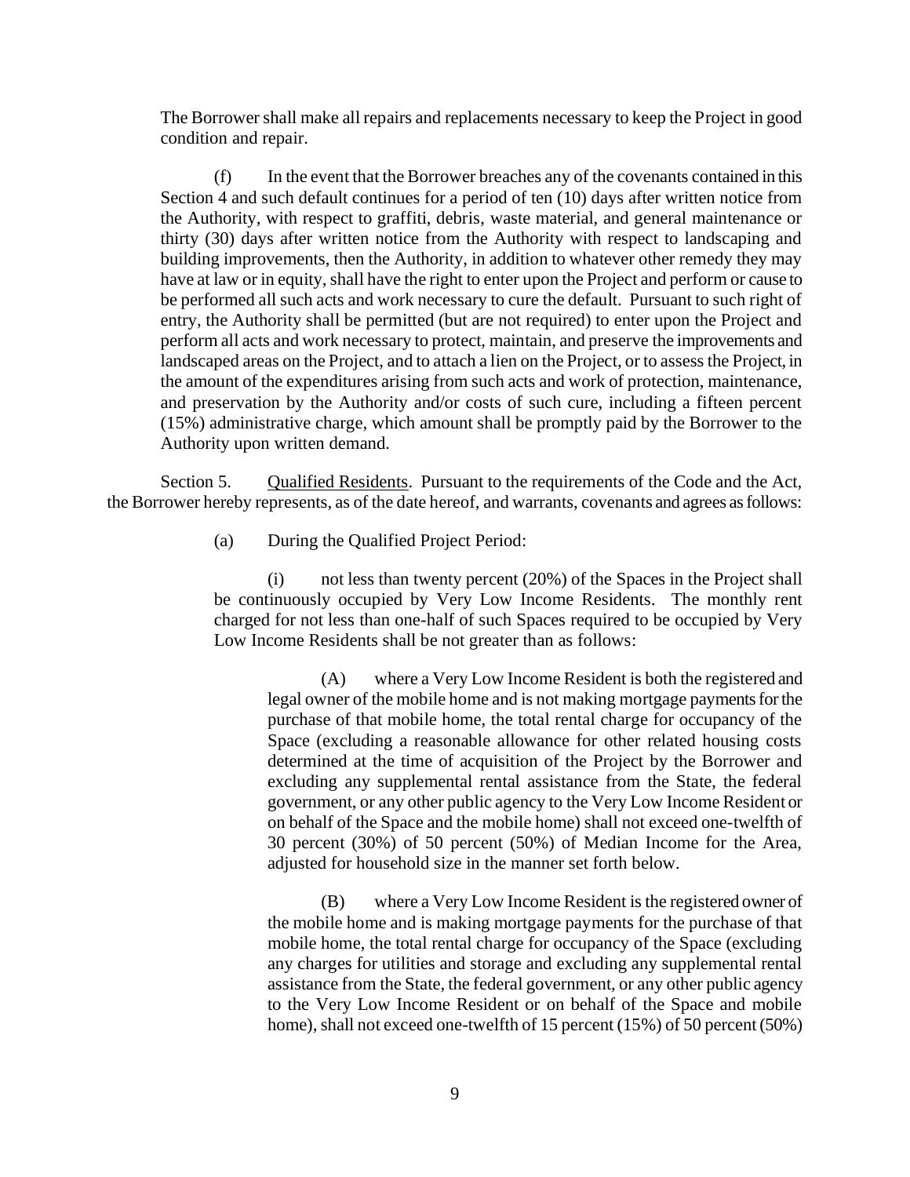The Borrower shall make all repairs and replacements necessary to keep the Project in good condition and repair.

(f) In the event that the Borrower breaches any of the covenants contained in this Section 4 and such default continues for a period of ten (10) days after written notice from the Authority, with respect to graffiti, debris, waste material, and general maintenance or thirty (30) days after written notice from the Authority with respect to landscaping and building improvements, then the Authority, in addition to whatever other remedy they may have at law or in equity, shall have the right to enter upon the Project and perform or cause to be performed all such acts and work necessary to cure the default. Pursuant to such right of entry, the Authority shall be permitted (but are not required) to enter upon the Project and perform all acts and work necessary to protect, maintain, and preserve the improvements and landscaped areas on the Project, and to attach a lien on the Project, or to assess the Project, in the amount of the expenditures arising from such acts and work of protection, maintenance, and preservation by the Authority and/or costs of such cure, including a fifteen percent (15%) administrative charge, which amount shall be promptly paid by the Borrower to the Authority upon written demand.

Section 5. Qualified Residents. Pursuant to the requirements of the Code and the Act, the Borrower hereby represents, as of the date hereof, and warrants, covenants and agrees as follows:

(a) During the Qualified Project Period:

(i) not less than twenty percent (20%) of the Spaces in the Project shall be continuously occupied by Very Low Income Residents. The monthly rent charged for not less than one-half of such Spaces required to be occupied by Very Low Income Residents shall be not greater than as follows:

(A) where a Very Low Income Resident is both the registered and legal owner of the mobile home and is not making mortgage payments for the purchase of that mobile home, the total rental charge for occupancy of the Space (excluding a reasonable allowance for other related housing costs determined at the time of acquisition of the Project by the Borrower and excluding any supplemental rental assistance from the State, the federal government, or any other public agency to the Very Low Income Resident or on behalf of the Space and the mobile home) shall not exceed one-twelfth of 30 percent (30%) of 50 percent (50%) of Median Income for the Area, adjusted for household size in the manner set forth below.

(B) where a Very Low Income Resident is the registered owner of the mobile home and is making mortgage payments for the purchase of that mobile home, the total rental charge for occupancy of the Space (excluding any charges for utilities and storage and excluding any supplemental rental assistance from the State, the federal government, or any other public agency to the Very Low Income Resident or on behalf of the Space and mobile home), shall not exceed one-twelfth of 15 percent (15%) of 50 percent (50%)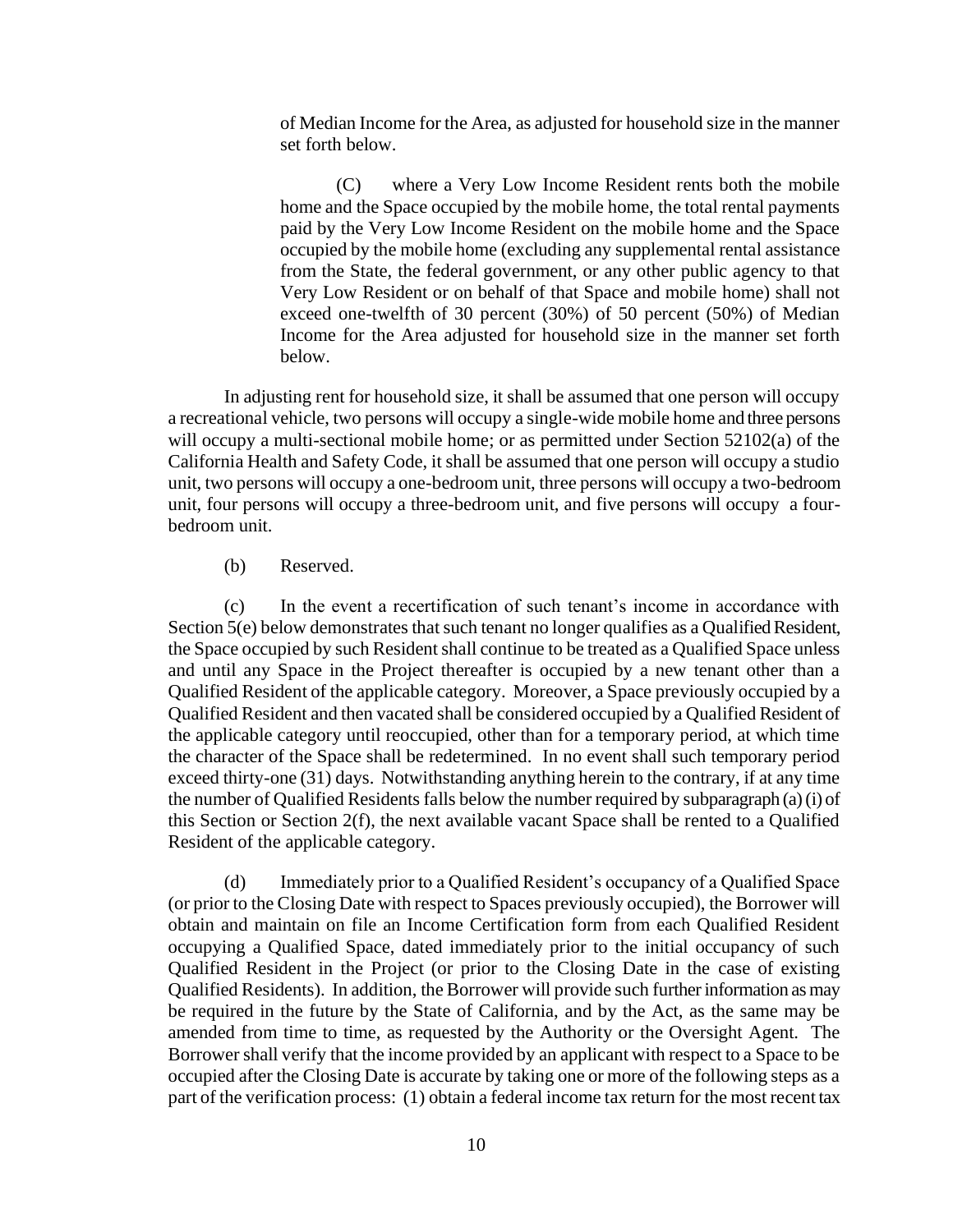of Median Income for the Area, as adjusted for household size in the manner set forth below.

(C) where a Very Low Income Resident rents both the mobile home and the Space occupied by the mobile home, the total rental payments paid by the Very Low Income Resident on the mobile home and the Space occupied by the mobile home (excluding any supplemental rental assistance from the State, the federal government, or any other public agency to that Very Low Resident or on behalf of that Space and mobile home) shall not exceed one-twelfth of 30 percent (30%) of 50 percent (50%) of Median Income for the Area adjusted for household size in the manner set forth below.

In adjusting rent for household size, it shall be assumed that one person will occupy a recreational vehicle, two persons will occupy a single-wide mobile home and three persons will occupy a multi-sectional mobile home; or as permitted under Section 52102(a) of the California Health and Safety Code, it shall be assumed that one person will occupy a studio unit, two persons will occupy a one-bedroom unit, three persons will occupy a two-bedroom unit, four persons will occupy a three-bedroom unit, and five persons will occupy a four-bedroom unit.

(b) Reserved.

(c) In the event a recertification of such tenant's income in accordance with Section 5(e) below demonstrates that such tenant no longer qualifies as a Qualified Resident, the Space occupied by such Resident shall continue to be treated as a Qualified Space unless and until any Space in the Project thereafter is occupied by a new tenant other than a Qualified Resident of the applicable category. Moreover, a Space previously occupied by a Qualified Resident and then vacated shall be considered occupied by a Qualified Resident of the applicable category until reoccupied, other than for a temporary period, at which time the character of the Space shall be redetermined. In no event shall such temporary period exceed thirty-one (31) days. Notwithstanding anything herein to the contrary, if at any time the number of Qualified Residents falls below the number required by subparagraph (a)(i) of this Section or Section 2(f), the next available vacant Space shall be rented to a Qualified Resident of the applicable category.

(d) Immediately prior to a Qualified Resident's occupancy of a Qualified Space (or prior to the Closing Date with respect to Spaces previously occupied), the Borrower will obtain and maintain on file an Income Certification form from each Qualified Resident occupying a Qualified Space, dated immediately prior to the initial occupancy of such Qualified Resident in the Project (or prior to the Closing Date in the case of existing Qualified Residents). In addition, the Borrower will provide such further information as may be required in the future by the State of California, and by the Act, as the same may be amended from time to time, as requested by the Authority or the Oversight Agent. The Borrower shall verify that the income provided by an applicant with respect to a Space to be occupied after the Closing Date is accurate by taking one or more of the following steps as a part of the verification process: (1) obtain a federal income tax return for the most recent tax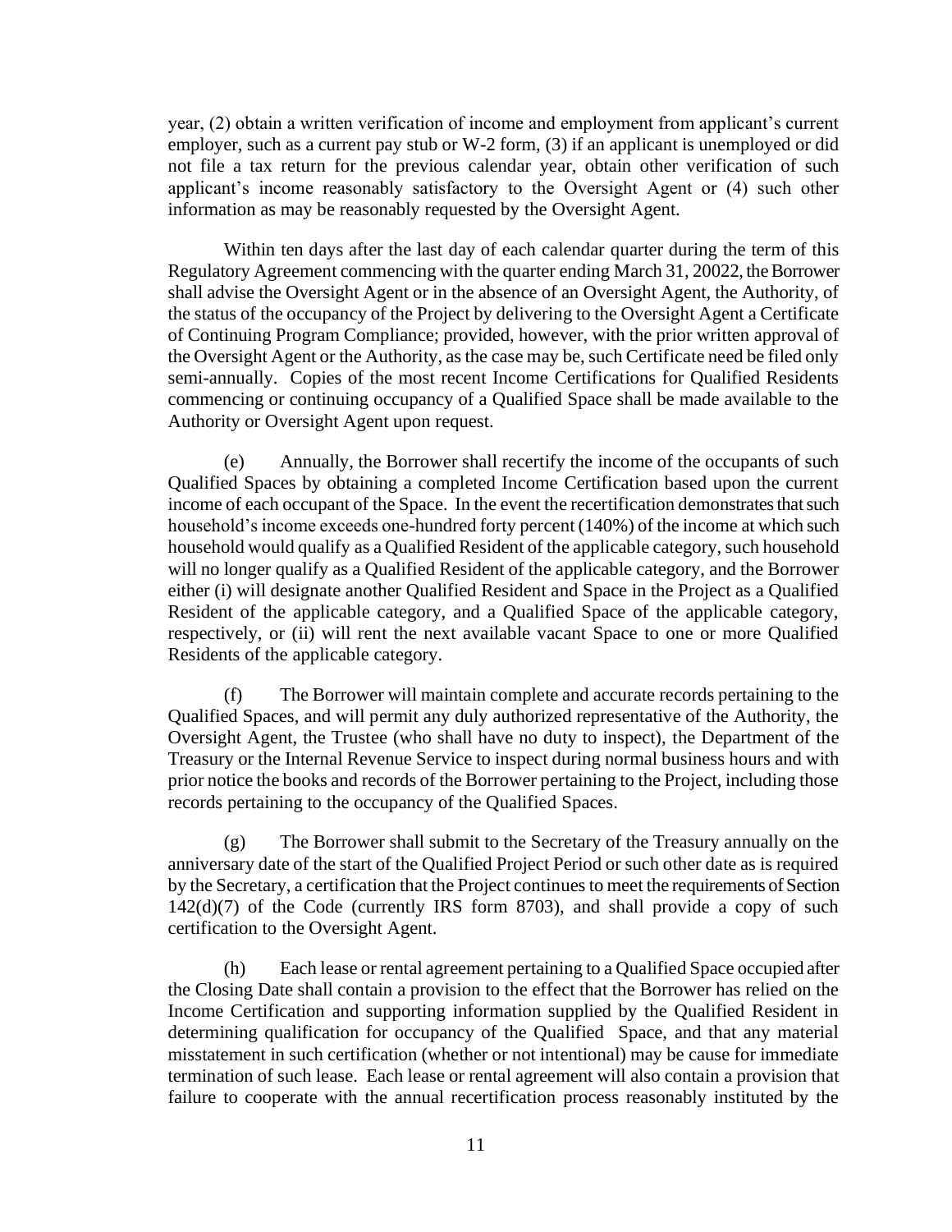year, (2) obtain a written verification of income and employment from applicant's current employer, such as a current pay stub or W-2 form, (3) if an applicant is unemployed or did not file a tax return for the previous calendar year, obtain other verification of such applicant's income reasonably satisfactory to the Oversight Agent or (4) such other information as may be reasonably requested by the Oversight Agent.

Within ten days after the last day of each calendar quarter during the term of this Regulatory Agreement commencing with the quarter ending March 31, 20022, the Borrower shall advise the Oversight Agent or in the absence of an Oversight Agent, the Authority, of the status of the occupancy of the Project by delivering to the Oversight Agent a Certificate of Continuing Program Compliance; provided, however, with the prior written approval of the Oversight Agent or the Authority, as the case may be, such Certificate need be filed only semi-annually. Copies of the most recent Income Certifications for Qualified Residents commencing or continuing occupancy of a Qualified Space shall be made available to the Authority or Oversight Agent upon request.

(e) Annually, the Borrower shall recertify the income of the occupants of such Qualified Spaces by obtaining a completed Income Certification based upon the current income of each occupant of the Space. In the event the recertification demonstrates that such household's income exceeds one-hundred forty percent (140%) of the income at which such household would qualify as a Qualified Resident of the applicable category, such household will no longer qualify as a Qualified Resident of the applicable category, and the Borrower either (i) will designate another Qualified Resident and Space in the Project as a Qualified Resident of the applicable category, and a Qualified Space of the applicable category, respectively, or (ii) will rent the next available vacant Space to one or more Qualified Residents of the applicable category.

(f) The Borrower will maintain complete and accurate records pertaining to the Qualified Spaces, and will permit any duly authorized representative of the Authority, the Oversight Agent, the Trustee (who shall have no duty to inspect), the Department of the Treasury or the Internal Revenue Service to inspect during normal business hours and with prior notice the books and records of the Borrower pertaining to the Project, including those records pertaining to the occupancy of the Qualified Spaces.

(g) The Borrower shall submit to the Secretary of the Treasury annually on the anniversary date of the start of the Qualified Project Period or such other date as is required by the Secretary, a certification that the Project continues to meet the requirements of Section 142(d)(7) of the Code (currently IRS form 8703), and shall provide a copy of such certification to the Oversight Agent.

(h) Each lease or rental agreement pertaining to a Qualified Space occupied after the Closing Date shall contain a provision to the effect that the Borrower has relied on the Income Certification and supporting information supplied by the Qualified Resident in determining qualification for occupancy of the Qualified Space, and that any material misstatement in such certification (whether or not intentional) may be cause for immediate termination of such lease. Each lease or rental agreement will also contain a provision that failure to cooperate with the annual recertification process reasonably instituted by the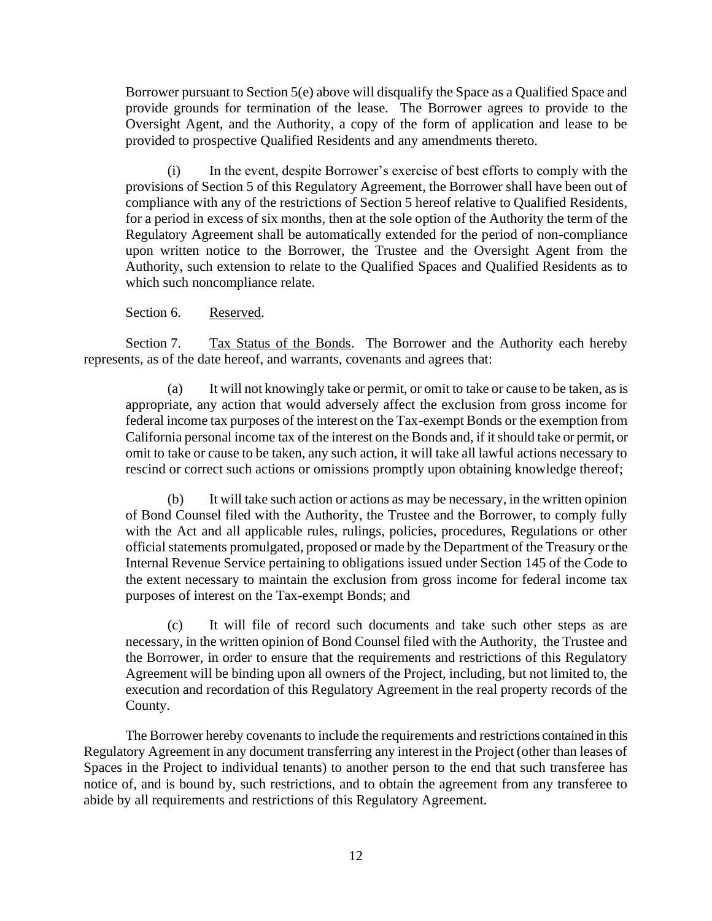Borrower pursuant to Section 5(e) above will disqualify the Space as a Qualified Space and provide grounds for termination of the lease. The Borrower agrees to provide to the Oversight Agent, and the Authority, a copy of the form of application and lease to be provided to prospective Qualified Residents and any amendments thereto.

(i) In the event, despite Borrower's exercise of best efforts to comply with the provisions of Section 5 of this Regulatory Agreement, the Borrower shall have been out of compliance with any of the restrictions of Section 5 hereof relative to Qualified Residents, for a period in excess of six months, then at the sole option of the Authority the term of the Regulatory Agreement shall be automatically extended for the period of non-compliance upon written notice to the Borrower, the Trustee and the Oversight Agent from the Authority, such extension to relate to the Qualified Spaces and Qualified Residents as to which such noncompliance relate.

Section 6. Reserved.

Section 7. Tax Status of the Bonds. The Borrower and the Authority each hereby represents, as of the date hereof, and warrants, covenants and agrees that:

(a) It will not knowingly take or permit, or omit to take or cause to be taken, as is appropriate, any action that would adversely affect the exclusion from gross income for federal income tax purposes of the interest on the Tax-exempt Bonds or the exemption from California personal income tax of the interest on the Bonds and, if it should take or permit, or omit to take or cause to be taken, any such action, it will take all lawful actions necessary to rescind or correct such actions or omissions promptly upon obtaining knowledge thereof;

(b) It will take such action or actions as may be necessary, in the written opinion of Bond Counsel filed with the Authority, the Trustee and the Borrower, to comply fully with the Act and all applicable rules, rulings, policies, procedures, Regulations or other official statements promulgated, proposed or made by the Department of the Treasury or the Internal Revenue Service pertaining to obligations issued under Section 145 of the Code to the extent necessary to maintain the exclusion from gross income for federal income tax purposes of interest on the Tax-exempt Bonds; and

(c) It will file of record such documents and take such other steps as are necessary, in the written opinion of Bond Counsel filed with the Authority, the Trustee and the Borrower, in order to ensure that the requirements and restrictions of this Regulatory Agreement will be binding upon all owners of the Project, including, but not limited to, the execution and recordation of this Regulatory Agreement in the real property records of the County.

The Borrower hereby covenants to include the requirements and restrictions contained in this Regulatory Agreement in any document transferring any interest in the Project (other than leases of Spaces in the Project to individual tenants) to another person to the end that such transferee has notice of, and is bound by, such restrictions, and to obtain the agreement from any transferee to abide by all requirements and restrictions of this Regulatory Agreement.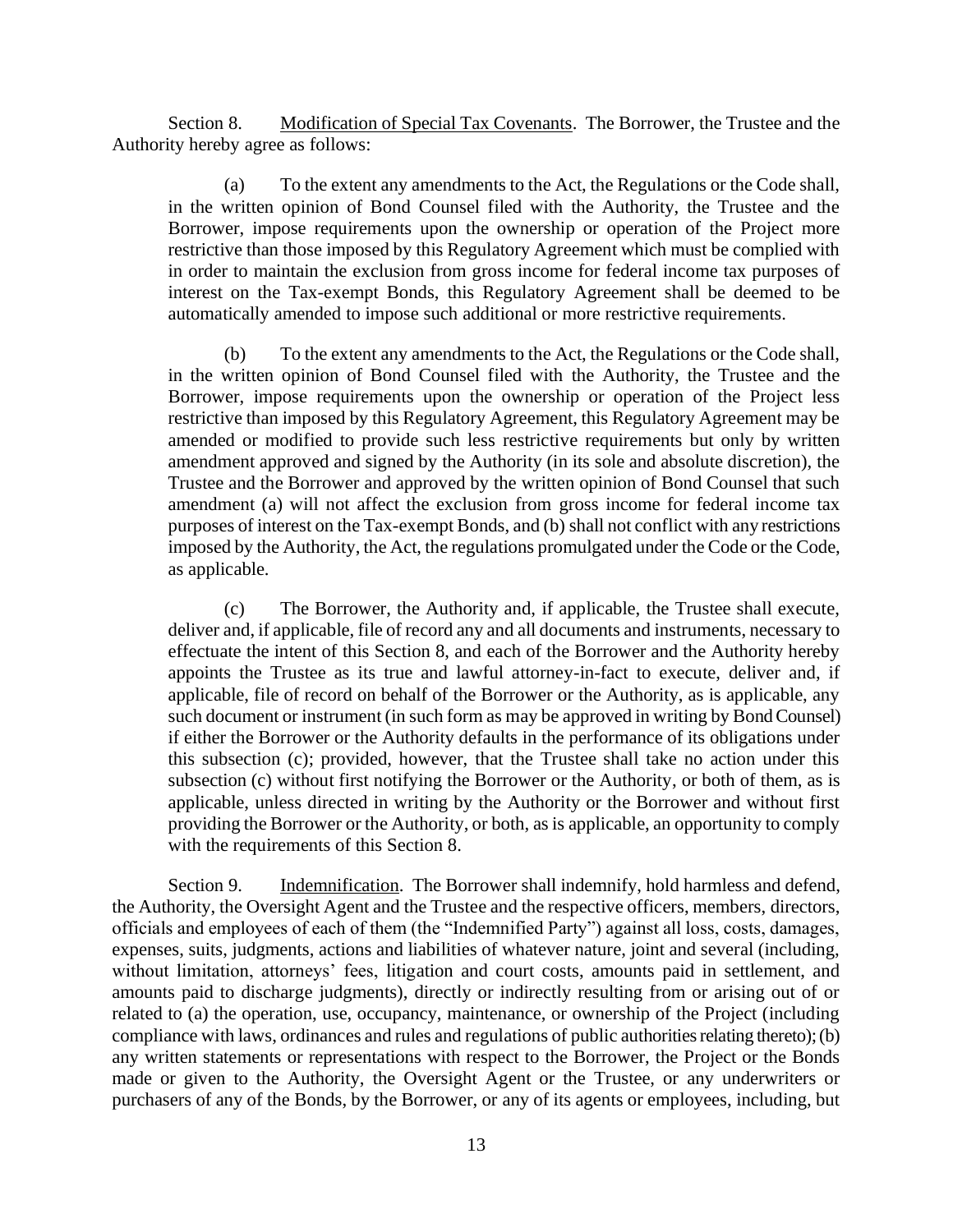Section 8. Modification of Special Tax Covenants. The Borrower, the Trustee and the Authority hereby agree as follows:

(a) To the extent any amendments to the Act, the Regulations or the Code shall, in the written opinion of Bond Counsel filed with the Authority, the Trustee and the Borrower, impose requirements upon the ownership or operation of the Project more restrictive than those imposed by this Regulatory Agreement which must be complied with in order to maintain the exclusion from gross income for federal income tax purposes of interest on the Tax-exempt Bonds, this Regulatory Agreement shall be deemed to be automatically amended to impose such additional or more restrictive requirements.

(b) To the extent any amendments to the Act, the Regulations or the Code shall, in the written opinion of Bond Counsel filed with the Authority, the Trustee and the Borrower, impose requirements upon the ownership or operation of the Project less restrictive than imposed by this Regulatory Agreement, this Regulatory Agreement may be amended or modified to provide such less restrictive requirements but only by written amendment approved and signed by the Authority (in its sole and absolute discretion), the Trustee and the Borrower and approved by the written opinion of Bond Counsel that such amendment (a) will not affect the exclusion from gross income for federal income tax purposes of interest on the Tax-exempt Bonds, and (b) shall not conflict with any restrictions imposed by the Authority, the Act, the regulations promulgated under the Code or the Code, as applicable.

(c) The Borrower, the Authority and, if applicable, the Trustee shall execute, deliver and, if applicable, file of record any and all documents and instruments, necessary to effectuate the intent of this Section 8, and each of the Borrower and the Authority hereby appoints the Trustee as its true and lawful attorney-in-fact to execute, deliver and, if applicable, file of record on behalf of the Borrower or the Authority, as is applicable, any such document or instrument (in such form as may be approved in writing by Bond Counsel) if either the Borrower or the Authority defaults in the performance of its obligations under this subsection (c); provided, however, that the Trustee shall take no action under this subsection (c) without first notifying the Borrower or the Authority, or both of them, as is applicable, unless directed in writing by the Authority or the Borrower and without first providing the Borrower or the Authority, or both, as is applicable, an opportunity to comply with the requirements of this Section 8.

Section 9. Indemnification. The Borrower shall indemnify, hold harmless and defend, the Authority, the Oversight Agent and the Trustee and the respective officers, members, directors, officials and employees of each of them (the "Indemnified Party") against all loss, costs, damages, expenses, suits, judgments, actions and liabilities of whatever nature, joint and several (including, without limitation, attorneys' fees, litigation and court costs, amounts paid in settlement, and amounts paid to discharge judgments), directly or indirectly resulting from or arising out of or related to (a) the operation, use, occupancy, maintenance, or ownership of the Project (including compliance with laws, ordinances and rules and regulations of public authorities relating thereto); (b) any written statements or representations with respect to the Borrower, the Project or the Bonds made or given to the Authority, the Oversight Agent or the Trustee, or any underwriters or purchasers of any of the Bonds, by the Borrower, or any of its agents or employees, including, but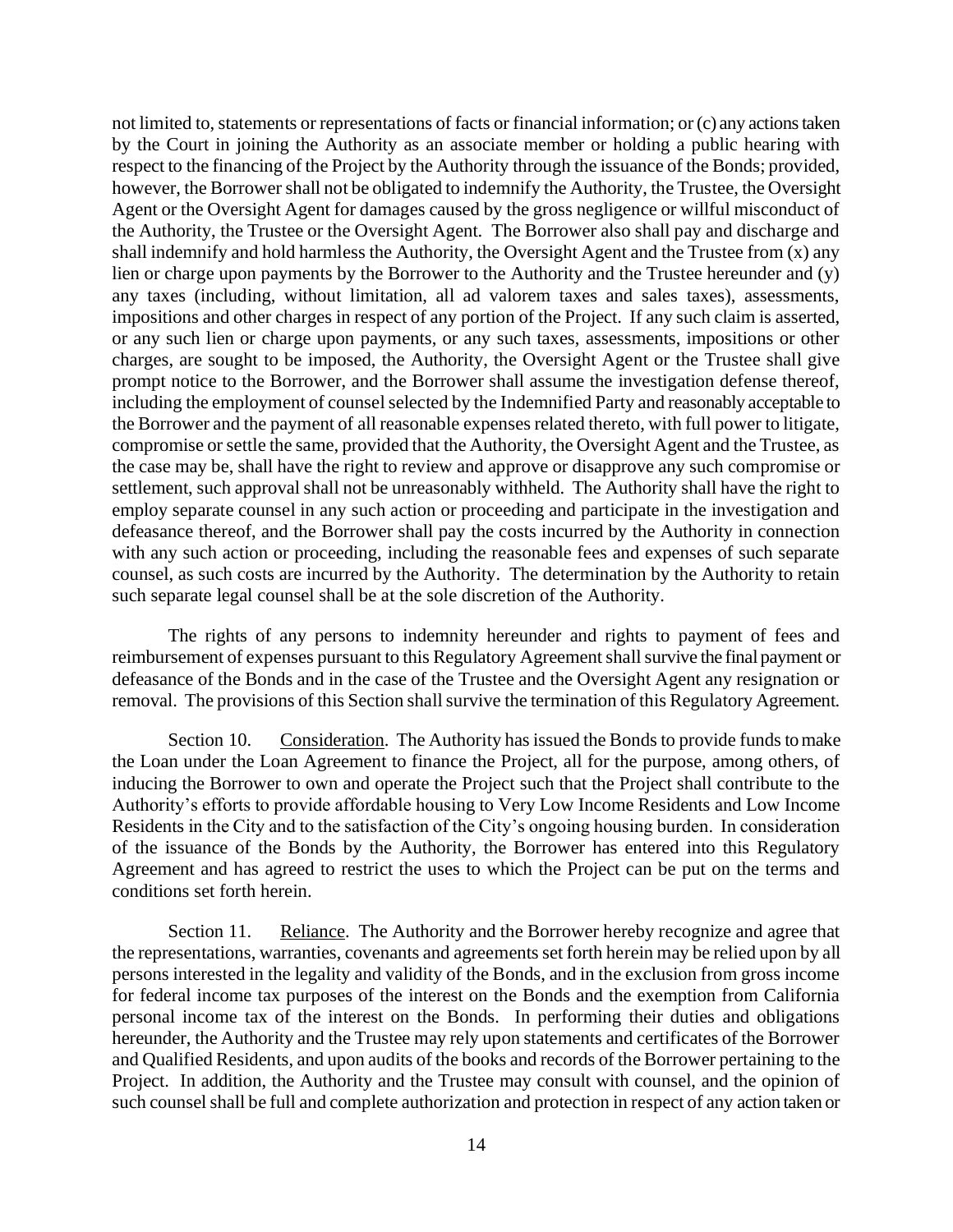not limited to, statements or representations of facts or financial information; or (c) any actions taken by the Court in joining the Authority as an associate member or holding a public hearing with respect to the financing of the Project by the Authority through the issuance of the Bonds; provided, however, the Borrower shall not be obligated to indemnify the Authority, the Trustee, the Oversight Agent or the Oversight Agent for damages caused by the gross negligence or willful misconduct of the Authority, the Trustee or the Oversight Agent. The Borrower also shall pay and discharge and shall indemnify and hold harmless the Authority, the Oversight Agent and the Trustee from (x) any lien or charge upon payments by the Borrower to the Authority and the Trustee hereunder and (y) any taxes (including, without limitation, all ad valorem taxes and sales taxes), assessments, impositions and other charges in respect of any portion of the Project. If any such claim is asserted, or any such lien or charge upon payments, or any such taxes, assessments, impositions or other charges, are sought to be imposed, the Authority, the Oversight Agent or the Trustee shall give prompt notice to the Borrower, and the Borrower shall assume the investigation defense thereof, including the employment of counsel selected by the Indemnified Party and reasonably acceptable to the Borrower and the payment of all reasonable expenses related thereto, with full power to litigate, compromise or settle the same, provided that the Authority, the Oversight Agent and the Trustee, as the case may be, shall have the right to review and approve or disapprove any such compromise or settlement, such approval shall not be unreasonably withheld. The Authority shall have the right to employ separate counsel in any such action or proceeding and participate in the investigation and defeasance thereof, and the Borrower shall pay the costs incurred by the Authority in connection with any such action or proceeding, including the reasonable fees and expenses of such separate counsel, as such costs are incurred by the Authority. The determination by the Authority to retain such separate legal counsel shall be at the sole discretion of the Authority.

The rights of any persons to indemnity hereunder and rights to payment of fees and reimbursement of expenses pursuant to this Regulatory Agreement shall survive the final payment or defeasance of the Bonds and in the case of the Trustee and the Oversight Agent any resignation or removal. The provisions of this Section shall survive the termination of this Regulatory Agreement.

Section 10. Consideration. The Authority has issued the Bonds to provide funds to make the Loan under the Loan Agreement to finance the Project, all for the purpose, among others, of inducing the Borrower to own and operate the Project such that the Project shall contribute to the Authority's efforts to provide affordable housing to Very Low Income Residents and Low Income Residents in the City and to the satisfaction of the City's ongoing housing burden. In consideration of the issuance of the Bonds by the Authority, the Borrower has entered into this Regulatory Agreement and has agreed to restrict the uses to which the Project can be put on the terms and conditions set forth herein.

Section 11. Reliance. The Authority and the Borrower hereby recognize and agree that the representations, warranties, covenants and agreements set forth herein may be relied upon by all persons interested in the legality and validity of the Bonds, and in the exclusion from gross income for federal income tax purposes of the interest on the Bonds and the exemption from California personal income tax of the interest on the Bonds. In performing their duties and obligations hereunder, the Authority and the Trustee may rely upon statements and certificates of the Borrower and Qualified Residents, and upon audits of the books and records of the Borrower pertaining to the Project. In addition, the Authority and the Trustee may consult with counsel, and the opinion of such counsel shall be full and complete authorization and protection in respect of any action taken or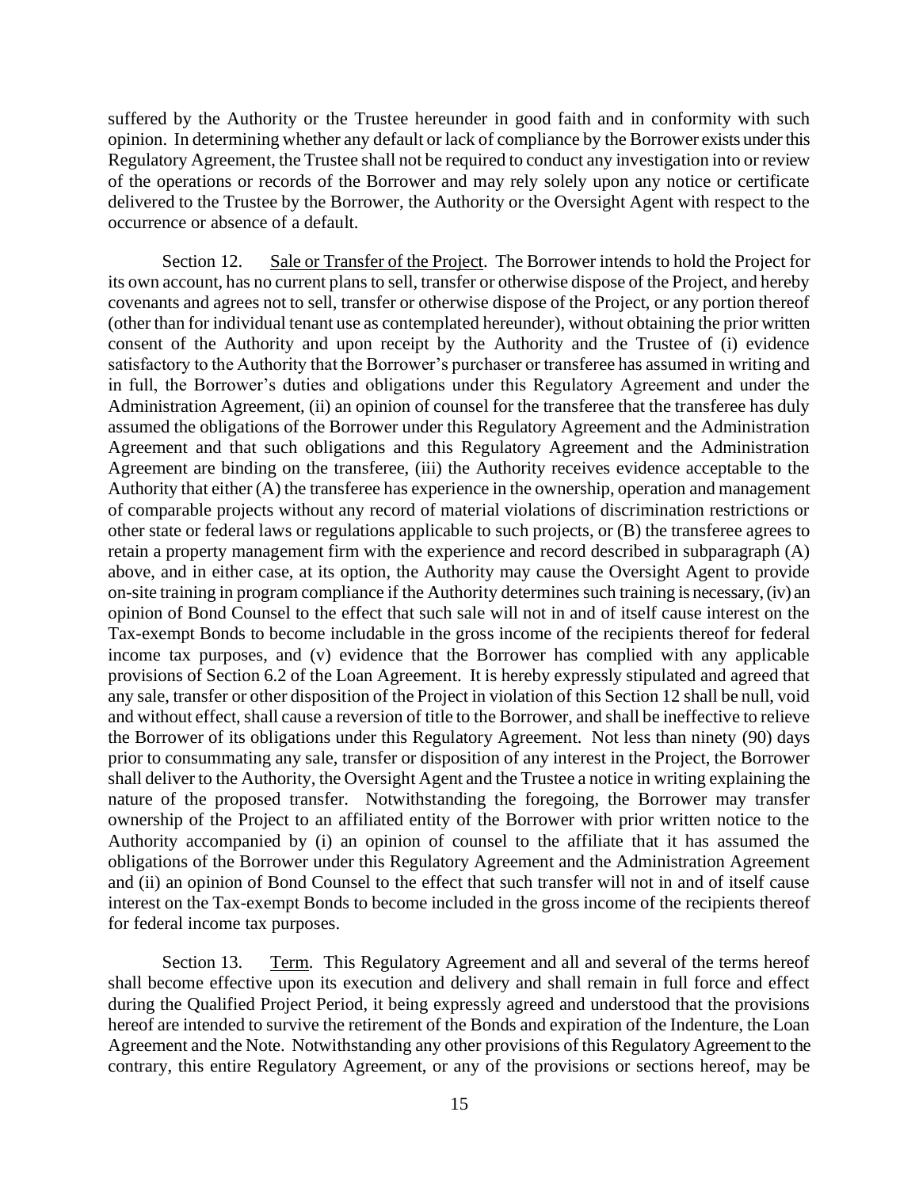suffered by the Authority or the Trustee hereunder in good faith and in conformity with such opinion. In determining whether any default or lack of compliance by the Borrower exists under this Regulatory Agreement, the Trustee shall not be required to conduct any investigation into or review of the operations or records of the Borrower and may rely solely upon any notice or certificate delivered to the Trustee by the Borrower, the Authority or the Oversight Agent with respect to the occurrence or absence of a default.

Section 12. Sale or Transfer of the Project. The Borrower intends to hold the Project for its own account, has no current plans to sell, transfer or otherwise dispose of the Project, and hereby covenants and agrees not to sell, transfer or otherwise dispose of the Project, or any portion thereof (other than for individual tenant use as contemplated hereunder), without obtaining the prior written consent of the Authority and upon receipt by the Authority and the Trustee of (i) evidence satisfactory to the Authority that the Borrower's purchaser or transferee has assumed in writing and in full, the Borrower's duties and obligations under this Regulatory Agreement and under the Administration Agreement, (ii) an opinion of counsel for the transferee that the transferee has duly assumed the obligations of the Borrower under this Regulatory Agreement and the Administration Agreement and that such obligations and this Regulatory Agreement and the Administration Agreement are binding on the transferee, (iii) the Authority receives evidence acceptable to the Authority that either (A) the transferee has experience in the ownership, operation and management of comparable projects without any record of material violations of discrimination restrictions or other state or federal laws or regulations applicable to such projects, or (B) the transferee agrees to retain a property management firm with the experience and record described in subparagraph (A) above, and in either case, at its option, the Authority may cause the Oversight Agent to provide on-site training in program compliance if the Authority determines such training is necessary, (iv) an opinion of Bond Counsel to the effect that such sale will not in and of itself cause interest on the Tax-exempt Bonds to become includable in the gross income of the recipients thereof for federal income tax purposes, and (v) evidence that the Borrower has complied with any applicable provisions of Section 6.2 of the Loan Agreement. It is hereby expressly stipulated and agreed that any sale, transfer or other disposition of the Project in violation of this Section 12 shall be null, void and without effect, shall cause a reversion of title to the Borrower, and shall be ineffective to relieve the Borrower of its obligations under this Regulatory Agreement. Not less than ninety (90) days prior to consummating any sale, transfer or disposition of any interest in the Project, the Borrower shall deliver to the Authority, the Oversight Agent and the Trustee a notice in writing explaining the nature of the proposed transfer. Notwithstanding the foregoing, the Borrower may transfer ownership of the Project to an affiliated entity of the Borrower with prior written notice to the Authority accompanied by (i) an opinion of counsel to the affiliate that it has assumed the obligations of the Borrower under this Regulatory Agreement and the Administration Agreement and (ii) an opinion of Bond Counsel to the effect that such transfer will not in and of itself cause interest on the Tax-exempt Bonds to become included in the gross income of the recipients thereof for federal income tax purposes.

Section 13. Term. This Regulatory Agreement and all and several of the terms hereof shall become effective upon its execution and delivery and shall remain in full force and effect during the Qualified Project Period, it being expressly agreed and understood that the provisions hereof are intended to survive the retirement of the Bonds and expiration of the Indenture, the Loan Agreement and the Note. Notwithstanding any other provisions of this Regulatory Agreement to the contrary, this entire Regulatory Agreement, or any of the provisions or sections hereof, may be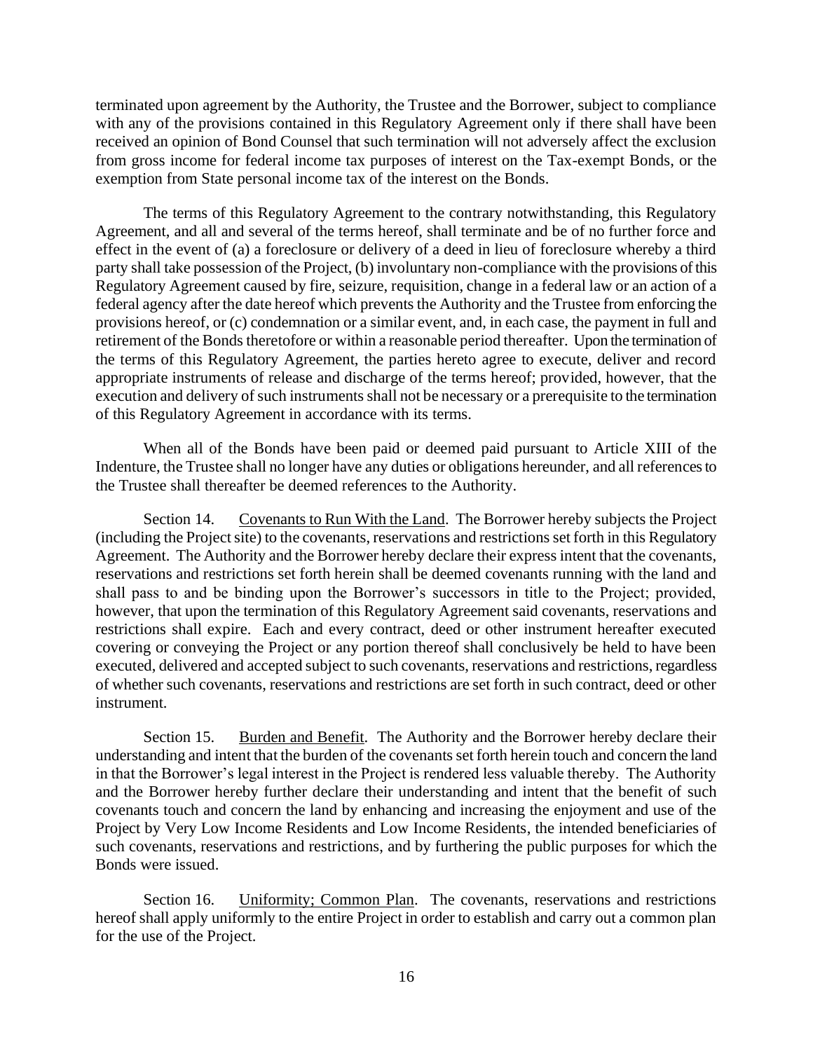terminated upon agreement by the Authority, the Trustee and the Borrower, subject to compliance with any of the provisions contained in this Regulatory Agreement only if there shall have been received an opinion of Bond Counsel that such termination will not adversely affect the exclusion from gross income for federal income tax purposes of interest on the Tax-exempt Bonds, or the exemption from State personal income tax of the interest on the Bonds.

The terms of this Regulatory Agreement to the contrary notwithstanding, this Regulatory Agreement, and all and several of the terms hereof, shall terminate and be of no further force and effect in the event of (a) a foreclosure or delivery of a deed in lieu of foreclosure whereby a third party shall take possession of the Project, (b) involuntary non-compliance with the provisions of this Regulatory Agreement caused by fire, seizure, requisition, change in a federal law or an action of a federal agency after the date hereof which prevents the Authority and the Trustee from enforcing the provisions hereof, or (c) condemnation or a similar event, and, in each case, the payment in full and retirement of the Bonds theretofore or within a reasonable period thereafter. Upon the termination of the terms of this Regulatory Agreement, the parties hereto agree to execute, deliver and record appropriate instruments of release and discharge of the terms hereof; provided, however, that the execution and delivery of such instruments shall not be necessary or a prerequisite to the termination of this Regulatory Agreement in accordance with its terms.

When all of the Bonds have been paid or deemed paid pursuant to Article XIII of the Indenture, the Trustee shall no longer have any duties or obligations hereunder, and all references to the Trustee shall thereafter be deemed references to the Authority.

Section 14. Covenants to Run With the Land. The Borrower hereby subjects the Project (including the Project site) to the covenants, reservations and restrictions set forth in this Regulatory Agreement. The Authority and the Borrower hereby declare their express intent that the covenants, reservations and restrictions set forth herein shall be deemed covenants running with the land and shall pass to and be binding upon the Borrower's successors in title to the Project; provided, however, that upon the termination of this Regulatory Agreement said covenants, reservations and restrictions shall expire. Each and every contract, deed or other instrument hereafter executed covering or conveying the Project or any portion thereof shall conclusively be held to have been executed, delivered and accepted subject to such covenants, reservations and restrictions, regardless of whether such covenants, reservations and restrictions are set forth in such contract, deed or other instrument.

Section 15. Burden and Benefit. The Authority and the Borrower hereby declare their understanding and intent that the burden of the covenants set forth herein touch and concern the land in that the Borrower's legal interest in the Project is rendered less valuable thereby. The Authority and the Borrower hereby further declare their understanding and intent that the benefit of such covenants touch and concern the land by enhancing and increasing the enjoyment and use of the Project by Very Low Income Residents and Low Income Residents, the intended beneficiaries of such covenants, reservations and restrictions, and by furthering the public purposes for which the Bonds were issued.

Section 16. Uniformity; Common Plan. The covenants, reservations and restrictions hereof shall apply uniformly to the entire Project in order to establish and carry out a common plan for the use of the Project.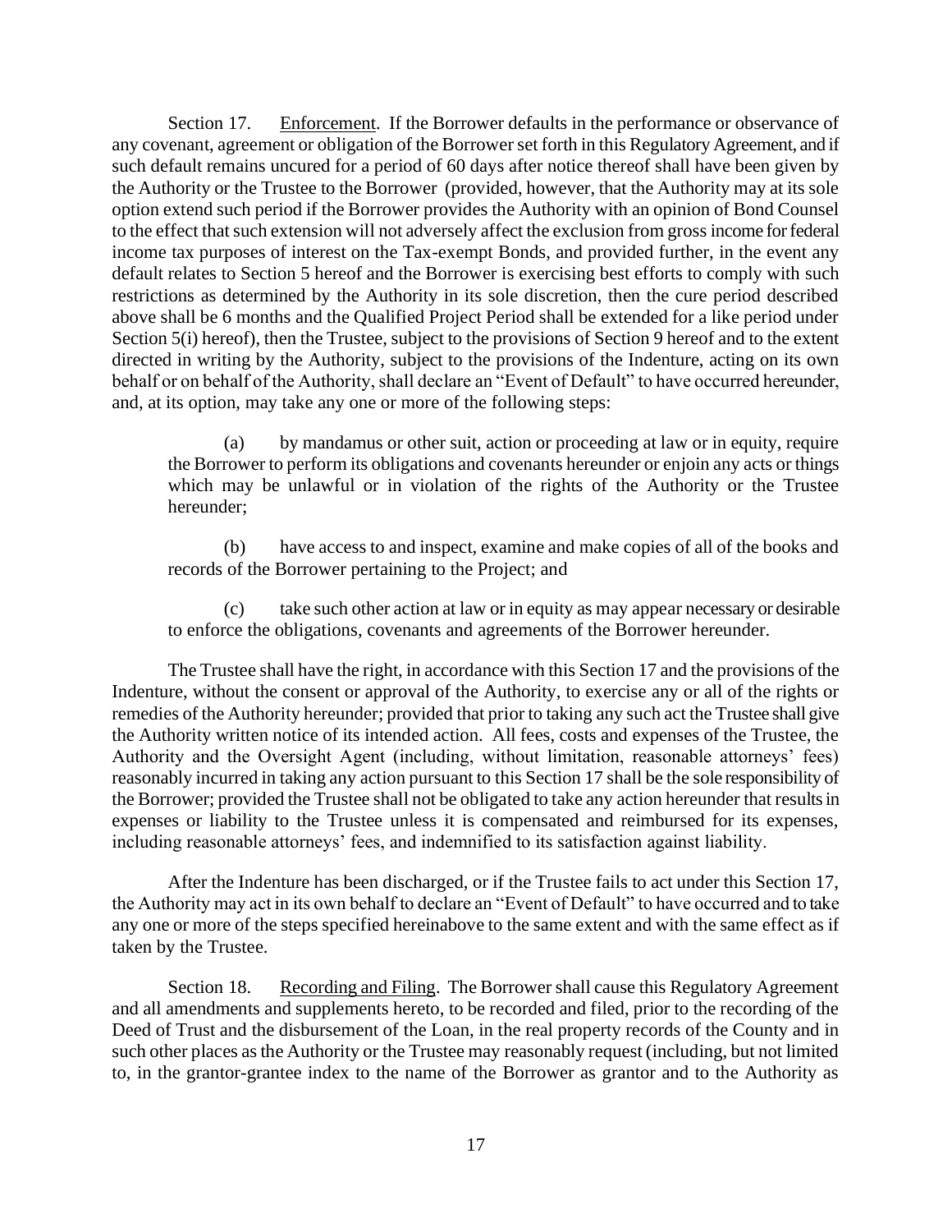Section 17. Enforcement. If the Borrower defaults in the performance or observance of any covenant, agreement or obligation of the Borrower set forth in this Regulatory Agreement, and if such default remains uncured for a period of 60 days after notice thereof shall have been given by the Authority or the Trustee to the Borrower (provided, however, that the Authority may at its sole option extend such period if the Borrower provides the Authority with an opinion of Bond Counsel to the effect that such extension will not adversely affect the exclusion from gross income for federal income tax purposes of interest on the Tax-exempt Bonds, and provided further, in the event any default relates to Section 5 hereof and the Borrower is exercising best efforts to comply with such restrictions as determined by the Authority in its sole discretion, then the cure period described above shall be 6 months and the Qualified Project Period shall be extended for a like period under Section 5(i) hereof), then the Trustee, subject to the provisions of Section 9 hereof and to the extent directed in writing by the Authority, subject to the provisions of the Indenture, acting on its own behalf or on behalf of the Authority, shall declare an "Event of Default" to have occurred hereunder, and, at its option, may take any one or more of the following steps:

(a) by mandamus or other suit, action or proceeding at law or in equity, require the Borrower to perform its obligations and covenants hereunder or enjoin any acts or things which may be unlawful or in violation of the rights of the Authority or the Trustee hereunder;

(b) have access to and inspect, examine and make copies of all of the books and records of the Borrower pertaining to the Project; and

(c) take such other action at law or in equity as may appear necessary or desirable to enforce the obligations, covenants and agreements of the Borrower hereunder.

The Trustee shall have the right, in accordance with this Section 17 and the provisions of the Indenture, without the consent or approval of the Authority, to exercise any or all of the rights or remedies of the Authority hereunder; provided that prior to taking any such act the Trustee shall give the Authority written notice of its intended action. All fees, costs and expenses of the Trustee, the Authority and the Oversight Agent (including, without limitation, reasonable attorneys' fees) reasonably incurred in taking any action pursuant to this Section 17 shall be the sole responsibility of the Borrower; provided the Trustee shall not be obligated to take any action hereunder that results in expenses or liability to the Trustee unless it is compensated and reimbursed for its expenses, including reasonable attorneys' fees, and indemnified to its satisfaction against liability.

After the Indenture has been discharged, or if the Trustee fails to act under this Section 17, the Authority may act in its own behalf to declare an "Event of Default" to have occurred and to take any one or more of the steps specified hereinabove to the same extent and with the same effect as if taken by the Trustee.

Section 18. Recording and Filing. The Borrower shall cause this Regulatory Agreement and all amendments and supplements hereto, to be recorded and filed, prior to the recording of the Deed of Trust and the disbursement of the Loan, in the real property records of the County and in such other places as the Authority or the Trustee may reasonably request (including, but not limited to, in the grantor-grantee index to the name of the Borrower as grantor and to the Authority as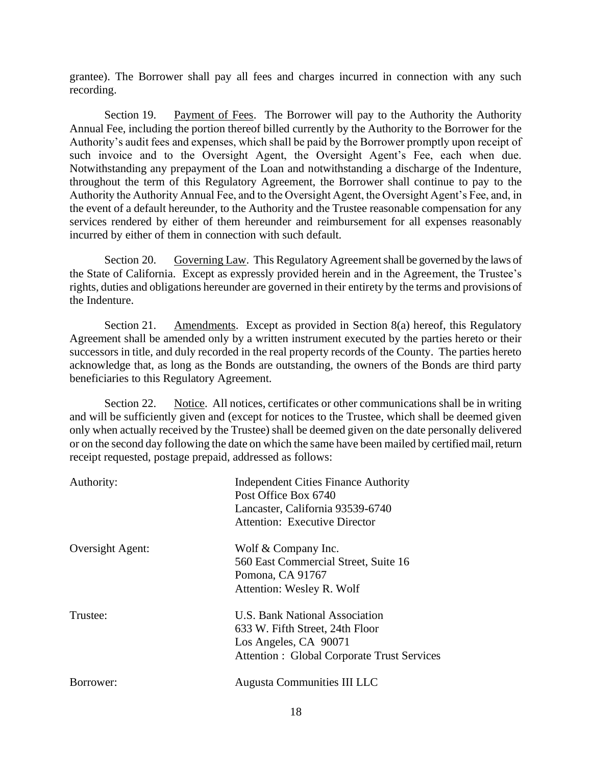grantee). The Borrower shall pay all fees and charges incurred in connection with any such recording.

Section 19. Payment of Fees. The Borrower will pay to the Authority the Authority Annual Fee, including the portion thereof billed currently by the Authority to the Borrower for the Authority's audit fees and expenses, which shall be paid by the Borrower promptly upon receipt of such invoice and to the Oversight Agent, the Oversight Agent's Fee, each when due. Notwithstanding any prepayment of the Loan and notwithstanding a discharge of the Indenture, throughout the term of this Regulatory Agreement, the Borrower shall continue to pay to the Authority the Authority Annual Fee, and to the Oversight Agent, the Oversight Agent's Fee, and, in the event of a default hereunder, to the Authority and the Trustee reasonable compensation for any services rendered by either of them hereunder and reimbursement for all expenses reasonably incurred by either of them in connection with such default.

Section 20. Governing Law. This Regulatory Agreement shall be governed by the laws of the State of California. Except as expressly provided herein and in the Agreement, the Trustee's rights, duties and obligations hereunder are governed in their entirety by the terms and provisions of the Indenture.

Section 21. Amendments. Except as provided in Section 8(a) hereof, this Regulatory Agreement shall be amended only by a written instrument executed by the parties hereto or their successors in title, and duly recorded in the real property records of the County. The parties hereto acknowledge that, as long as the Bonds are outstanding, the owners of the Bonds are third party beneficiaries to this Regulatory Agreement.

Section 22. Notice. All notices, certificates or other communications shall be in writing and will be sufficiently given and (except for notices to the Trustee, which shall be deemed given only when actually received by the Trustee) shall be deemed given on the date personally delivered or on the second day following the date on which the same have been mailed by certified mail, return receipt requested, postage prepaid, addressed as follows:

Authority:
Independent Cities Finance Authority
Post Office Box 6740
Lancaster, California 93539-6740
Attention: Executive Director

Oversight Agent:
Wolf & Company Inc.
560 East Commercial Street, Suite 16
Pomona, CA 91767
Attention: Wesley R. Wolf

Trustee:
U.S. Bank National Association
633 W. Fifth Street, 24th Floor
Los Angeles, CA 90071
Attention : Global Corporate Trust Services

Borrower:
Augusta Communities III LLC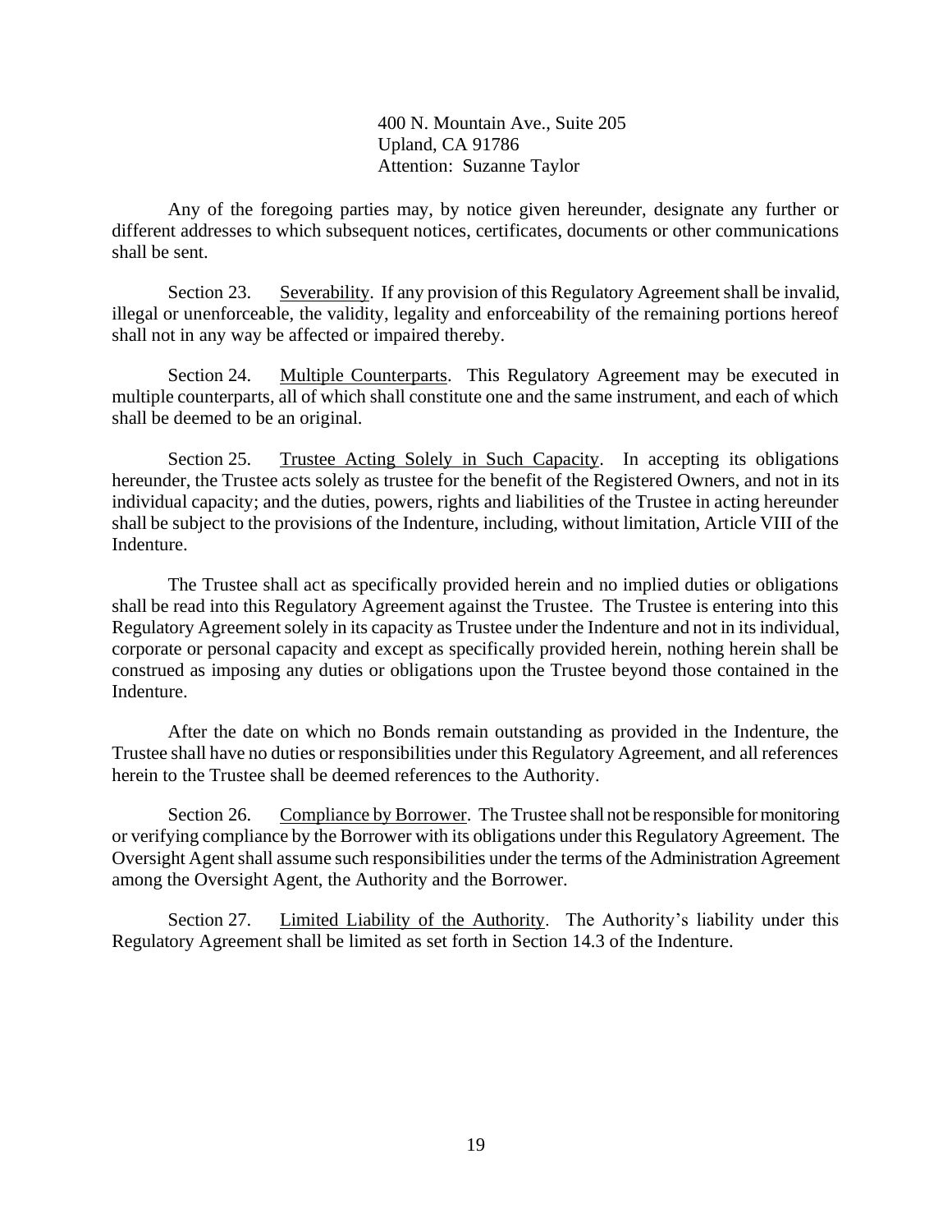400 N. Mountain Ave., Suite 205
Upland, CA 91786
Attention: Suzanne Taylor

Any of the foregoing parties may, by notice given hereunder, designate any further or different addresses to which subsequent notices, certificates, documents or other communications shall be sent.

Section 23. Severability. If any provision of this Regulatory Agreement shall be invalid, illegal or unenforceable, the validity, legality and enforceability of the remaining portions hereof shall not in any way be affected or impaired thereby.

Section 24. Multiple Counterparts. This Regulatory Agreement may be executed in multiple counterparts, all of which shall constitute one and the same instrument, and each of which shall be deemed to be an original.

Section 25. Trustee Acting Solely in Such Capacity. In accepting its obligations hereunder, the Trustee acts solely as trustee for the benefit of the Registered Owners, and not in its individual capacity; and the duties, powers, rights and liabilities of the Trustee in acting hereunder shall be subject to the provisions of the Indenture, including, without limitation, Article VIII of the Indenture.

The Trustee shall act as specifically provided herein and no implied duties or obligations shall be read into this Regulatory Agreement against the Trustee. The Trustee is entering into this Regulatory Agreement solely in its capacity as Trustee under the Indenture and not in its individual, corporate or personal capacity and except as specifically provided herein, nothing herein shall be construed as imposing any duties or obligations upon the Trustee beyond those contained in the Indenture.

After the date on which no Bonds remain outstanding as provided in the Indenture, the Trustee shall have no duties or responsibilities under this Regulatory Agreement, and all references herein to the Trustee shall be deemed references to the Authority.

Section 26. Compliance by Borrower. The Trustee shall not be responsible for monitoring or verifying compliance by the Borrower with its obligations under this Regulatory Agreement. The Oversight Agent shall assume such responsibilities under the terms of the Administration Agreement among the Oversight Agent, the Authority and the Borrower.

Section 27. Limited Liability of the Authority. The Authority's liability under this Regulatory Agreement shall be limited as set forth in Section 14.3 of the Indenture.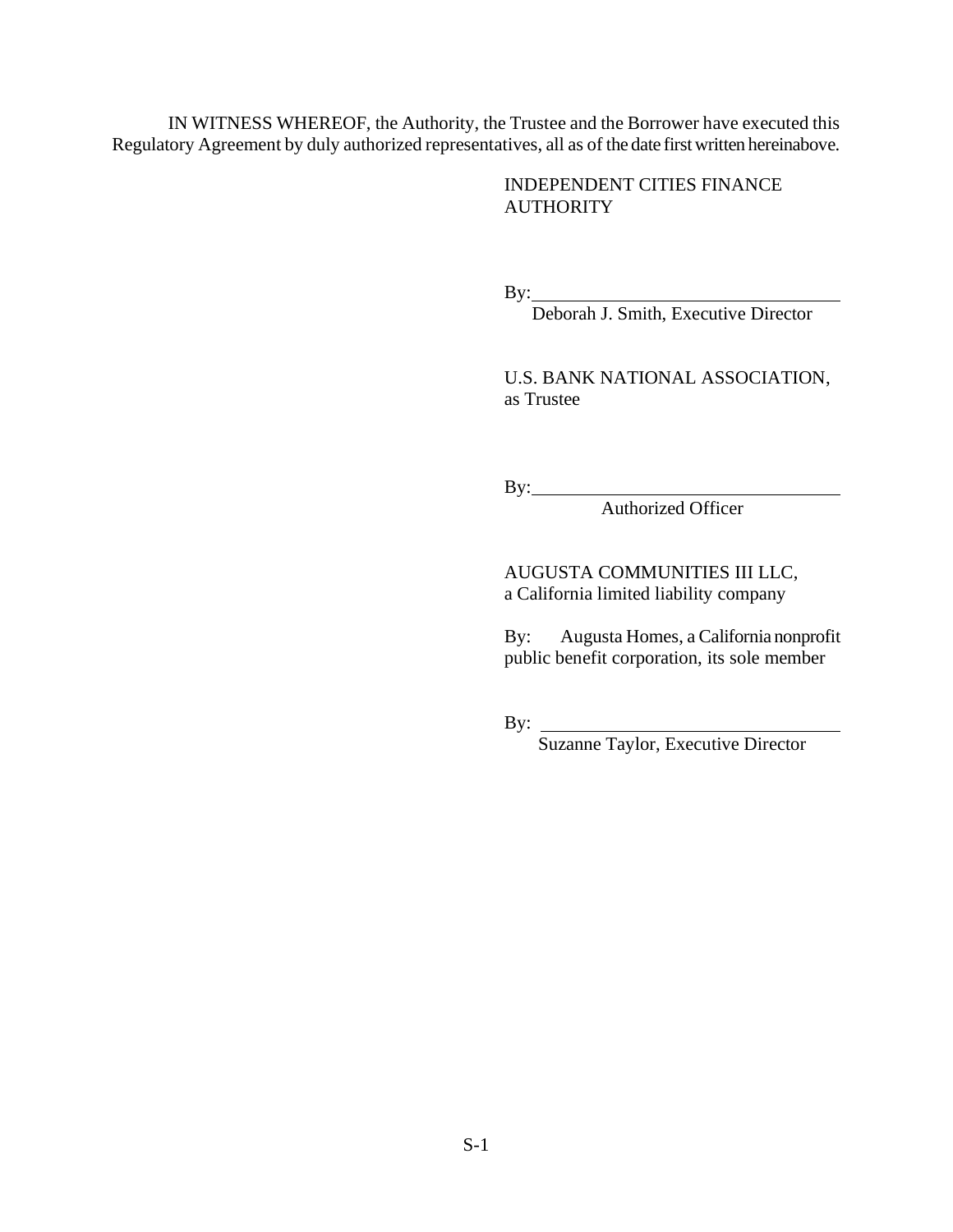IN WITNESS WHEREOF, the Authority, the Trustee and the Borrower have executed this Regulatory Agreement by duly authorized representatives, all as of the date first written hereinabove.

INDEPENDENT CITIES FINANCE AUTHORITY

By:\_\_\_\_\_\_\_\_\_\_\_\_\_\_\_\_\_\_\_\_\_\_\_\_\_\_\_\_\_\_\_\_\_
Deborah J. Smith, Executive Director

U.S. BANK NATIONAL ASSOCIATION, as Trustee

By:\_\_\_\_\_\_\_\_\_\_\_\_\_\_\_\_\_\_\_\_\_\_\_\_\_\_\_\_\_\_\_\_\_
Authorized Officer

AUGUSTA COMMUNITIES III LLC,
a California limited liability company

By: Augusta Homes, a California nonprofit public benefit corporation, its sole member

By: \_\_\_\_\_\_\_\_\_\_\_\_\_\_\_\_\_\_\_\_\_\_\_\_\_\_\_\_\_\_\_\_\_
Suzanne Taylor, Executive Director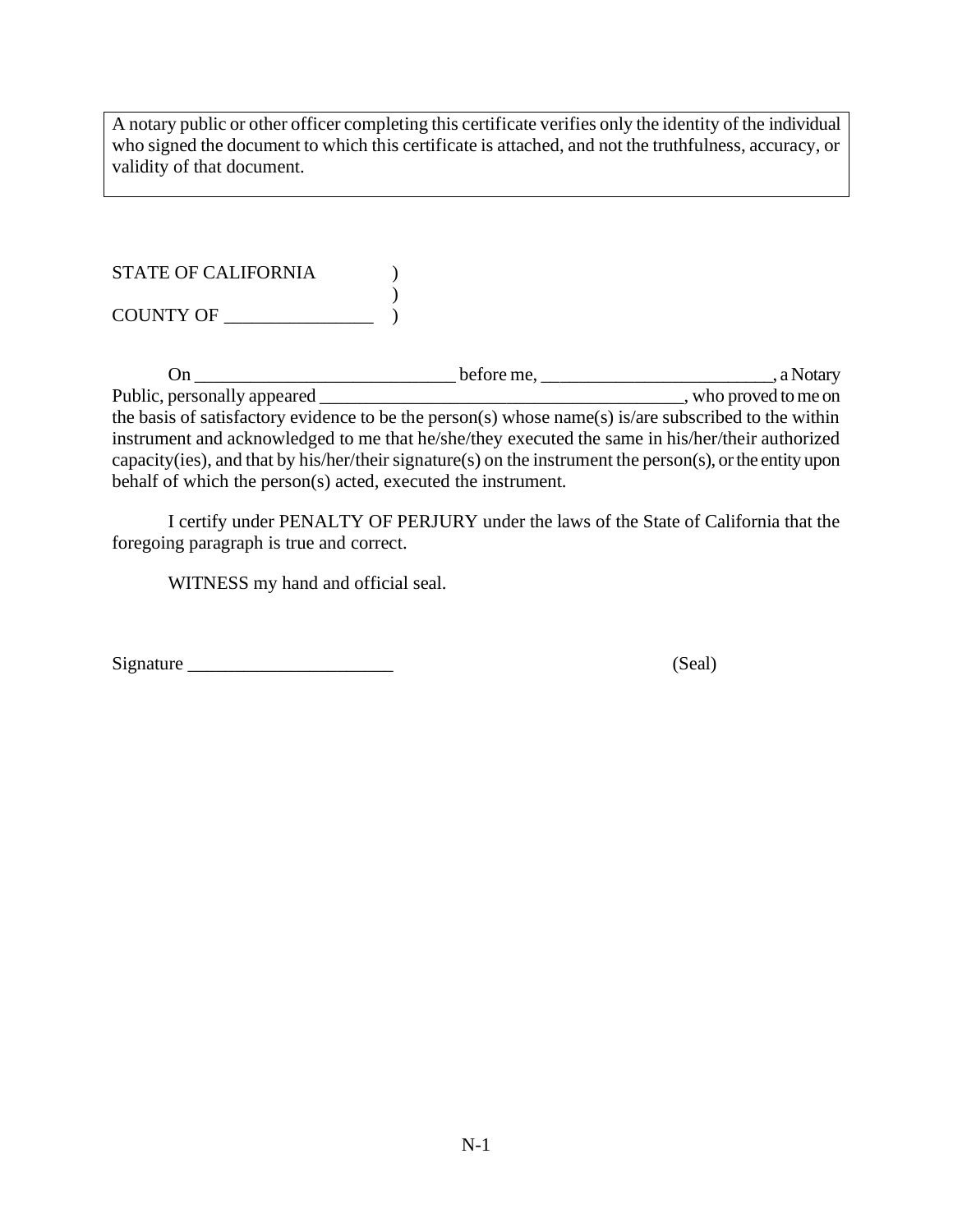A notary public or other officer completing this certificate verifies only the identity of the individual who signed the document to which this certificate is attached, and not the truthfulness, accuracy, or validity of that document.

STATE OF CALIFORNIA )
)
COUNTY OF ________________ )

On ____________________________ before me, _________________________, a Notary Public, personally appeared ________________________________________, who proved to me on the basis of satisfactory evidence to be the person(s) whose name(s) is/are subscribed to the within instrument and acknowledged to me that he/she/they executed the same in his/her/their authorized capacity(ies), and that by his/her/their signature(s) on the instrument the person(s), or the entity upon behalf of which the person(s) acted, executed the instrument.

I certify under PENALTY OF PERJURY under the laws of the State of California that the foregoing paragraph is true and correct.

WITNESS my hand and official seal.

Signature ______________________ (Seal)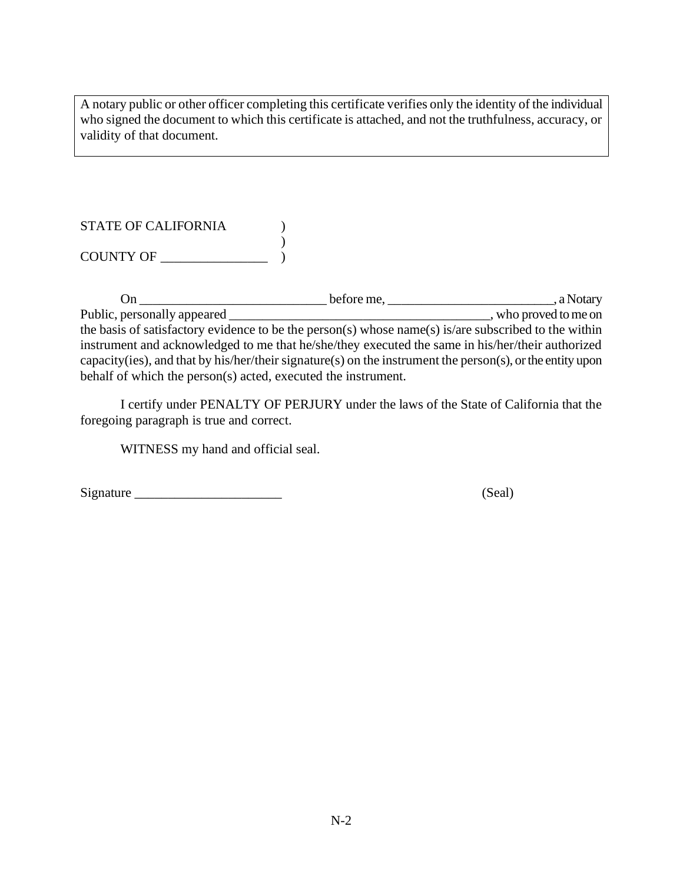> A notary public or other officer completing this certificate verifies only the identity of the individual who signed the document to which this certificate is attached, and not the truthfulness, accuracy, or validity of that document.

STATE OF CALIFORNIA )
)
COUNTY OF ________________ )

On ____________________________ before me, _________________________, a Notary Public, personally appeared ________________________________________, who proved to me on the basis of satisfactory evidence to be the person(s) whose name(s) is/are subscribed to the within instrument and acknowledged to me that he/she/they executed the same in his/her/their authorized capacity(ies), and that by his/her/their signature(s) on the instrument the person(s), or the entity upon behalf of which the person(s) acted, executed the instrument.

I certify under PENALTY OF PERJURY under the laws of the State of California that the foregoing paragraph is true and correct.

WITNESS my hand and official seal.

Signature ______________________ (Seal)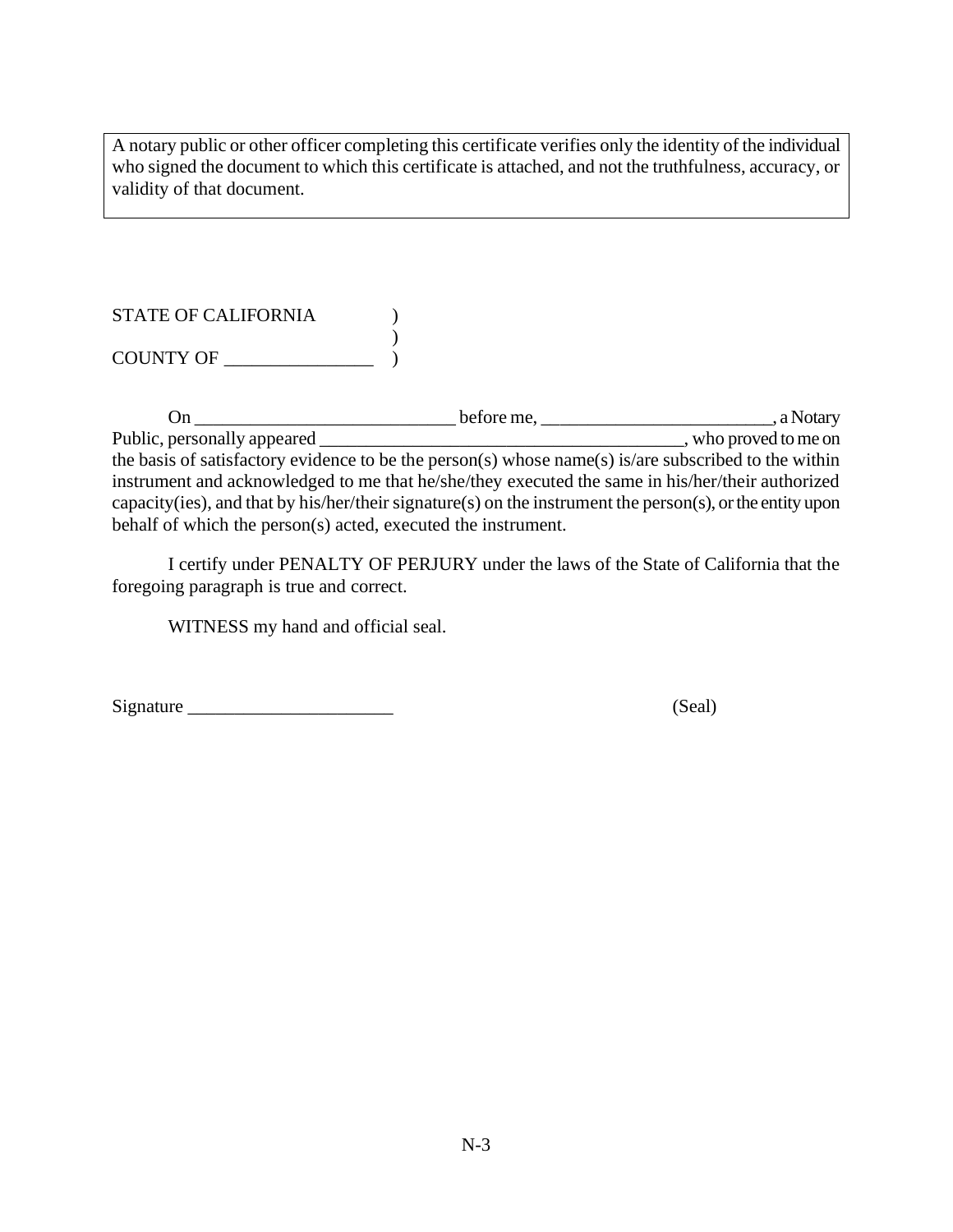A notary public or other officer completing this certificate verifies only the identity of the individual who signed the document to which this certificate is attached, and not the truthfulness, accuracy, or validity of that document.

STATE OF CALIFORNIA )  
)  
COUNTY OF ________________ )

On ____________________________ before me, _________________________, a Notary Public, personally appeared ________________________________________, who proved to me on the basis of satisfactory evidence to be the person(s) whose name(s) is/are subscribed to the within instrument and acknowledged to me that he/she/they executed the same in his/her/their authorized capacity(ies), and that by his/her/their signature(s) on the instrument the person(s), or the entity upon behalf of which the person(s) acted, executed the instrument.

I certify under PENALTY OF PERJURY under the laws of the State of California that the foregoing paragraph is true and correct.

WITNESS my hand and official seal.

Signature ______________________ (Seal)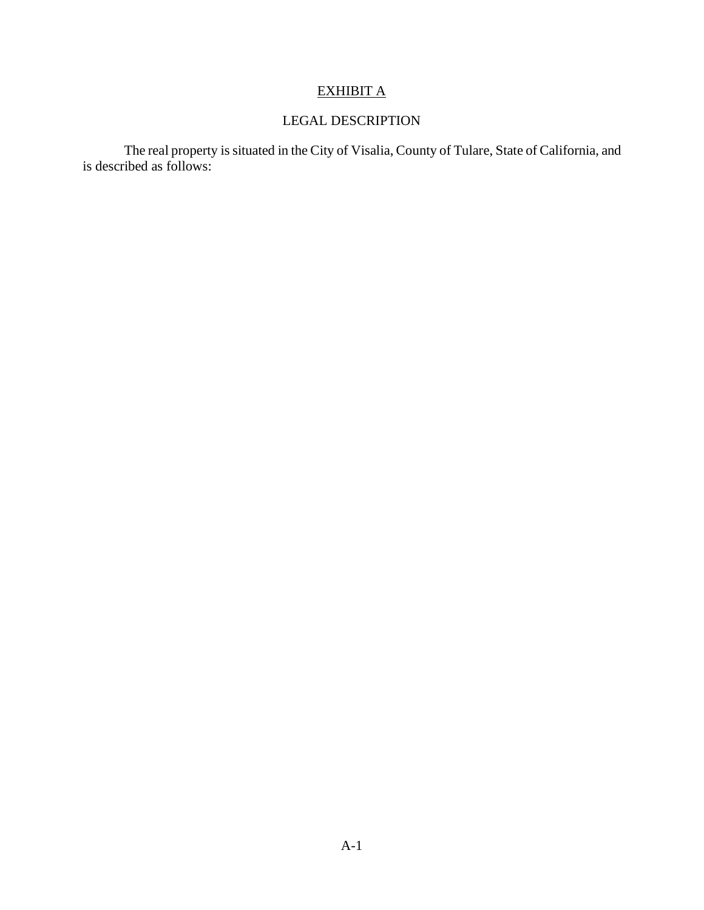# EXHIBIT A

## LEGAL DESCRIPTION

The real property is situated in the City of Visalia, County of Tulare, State of California, and is described as follows: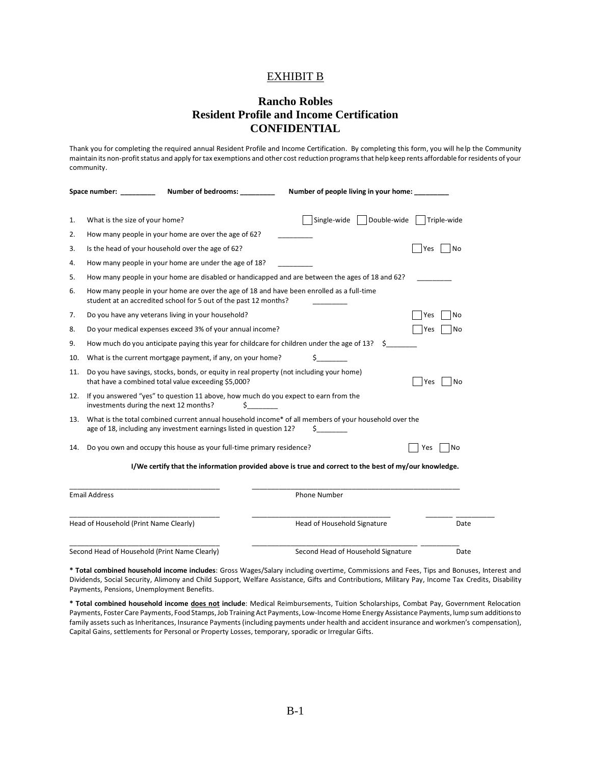# EXHIBIT B

## Rancho Robles
## Resident Profile and Income Certification
## CONFIDENTIAL

Thank you for completing the required annual Resident Profile and Income Certification. By completing this form, you will help the Community maintain its non-profit status and apply for tax exemptions and other cost reduction programs that help keep rents affordable for residents of your community.

**Space number: _________** **Number of bedrooms: _________** **Number of people living in your home: _________**

1. What is the size of your home? ☐ Single-wide ☐ Double-wide ☐ Triple-wide
2. How many people in your home are over the age of 62? _________
3. Is the head of your household over the age of 62? ☐ Yes ☐ No
4. How many people in your home are under the age of 18? _________
5. How many people in your home are disabled or handicapped and are between the ages of 18 and 62? _________
6. How many people in your home are over the age of 18 and have been enrolled as a full-time student at an accredited school for 5 out of the past 12 months? _________
7. Do you have any veterans living in your household? ☐ Yes ☐ No
8. Do your medical expenses exceed 3% of your annual income? ☐ Yes ☐ No
9. How much do you anticipate paying this year for childcare for children under the age of 13? $________
10. What is the current mortgage payment, if any, on your home? $________
11. Do you have savings, stocks, bonds, or equity in real property (not including your home) that have a combined total value exceeding $5,000? ☐ Yes ☐ No
12. If you answered "yes" to question 11 above, how much do you expect to earn from the investments during the next 12 months? $________
13. What is the total combined current annual household income* of all members of your household over the age of 18, including any investment earnings listed in question 12? $________
14. Do you own and occupy this house as your full-time primary residence? ☐ Yes ☐ No

**I/We certify that the information provided above is true and correct to the best of my/our knowledge.**

_____________________________________ _____________________________________
Email Address Phone Number

_____________________________________ _____________________________________ _________
Head of Household (Print Name Clearly) Head of Household Signature Date

_____________________________________ _____________________________________ _________
Second Head of Household (Print Name Clearly) Second Head of Household Signature Date

**\* Total combined household income includes**: Gross Wages/Salary including overtime, Commissions and Fees, Tips and Bonuses, Interest and Dividends, Social Security, Alimony and Child Support, Welfare Assistance, Gifts and Contributions, Military Pay, Income Tax Credits, Disability Payments, Pensions, Unemployment Benefits.

**\* Total combined household income <u>does not</u> include**: Medical Reimbursements, Tuition Scholarships, Combat Pay, Government Relocation Payments, Foster Care Payments, Food Stamps, Job Training Act Payments, Low-Income Home Energy Assistance Payments, lump sum additions to family assets such as Inheritances, Insurance Payments (including payments under health and accident insurance and workmen's compensation), Capital Gains, settlements for Personal or Property Losses, temporary, sporadic or Irregular Gifts.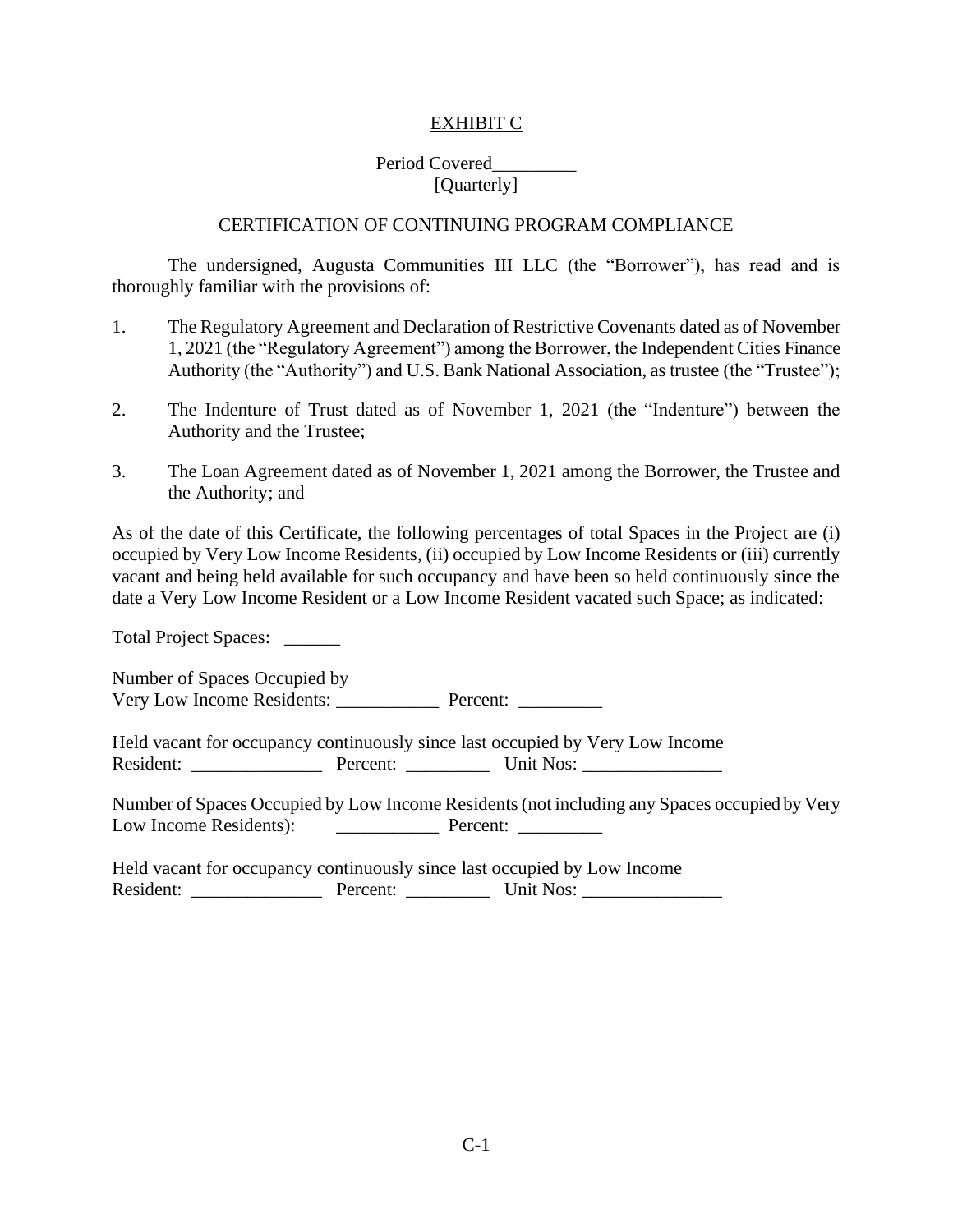<u>EXHIBIT C</u>

Period Covered_________
[Quarterly]

CERTIFICATION OF CONTINUING PROGRAM COMPLIANCE

The undersigned, Augusta Communities III LLC (the "Borrower"), has read and is thoroughly familiar with the provisions of:

1. The Regulatory Agreement and Declaration of Restrictive Covenants dated as of November 1, 2021 (the "Regulatory Agreement") among the Borrower, the Independent Cities Finance Authority (the "Authority") and U.S. Bank National Association, as trustee (the "Trustee");

2. The Indenture of Trust dated as of November 1, 2021 (the "Indenture") between the Authority and the Trustee;

3. The Loan Agreement dated as of November 1, 2021 among the Borrower, the Trustee and the Authority; and

As of the date of this Certificate, the following percentages of total Spaces in the Project are (i) occupied by Very Low Income Residents, (ii) occupied by Low Income Residents or (iii) currently vacant and being held available for such occupancy and have been so held continuously since the date a Very Low Income Resident or a Low Income Resident vacated such Space; as indicated:

Total Project Spaces: ______

Number of Spaces Occupied by
Very Low Income Residents: ___________ Percent: _________

Held vacant for occupancy continuously since last occupied by Very Low Income
Resident: ______________ Percent: _________ Unit Nos: _______________

Number of Spaces Occupied by Low Income Residents (not including any Spaces occupied by Very Low Income Residents): ___________ Percent: _________

Held vacant for occupancy continuously since last occupied by Low Income
Resident: ______________ Percent: _________ Unit Nos: _______________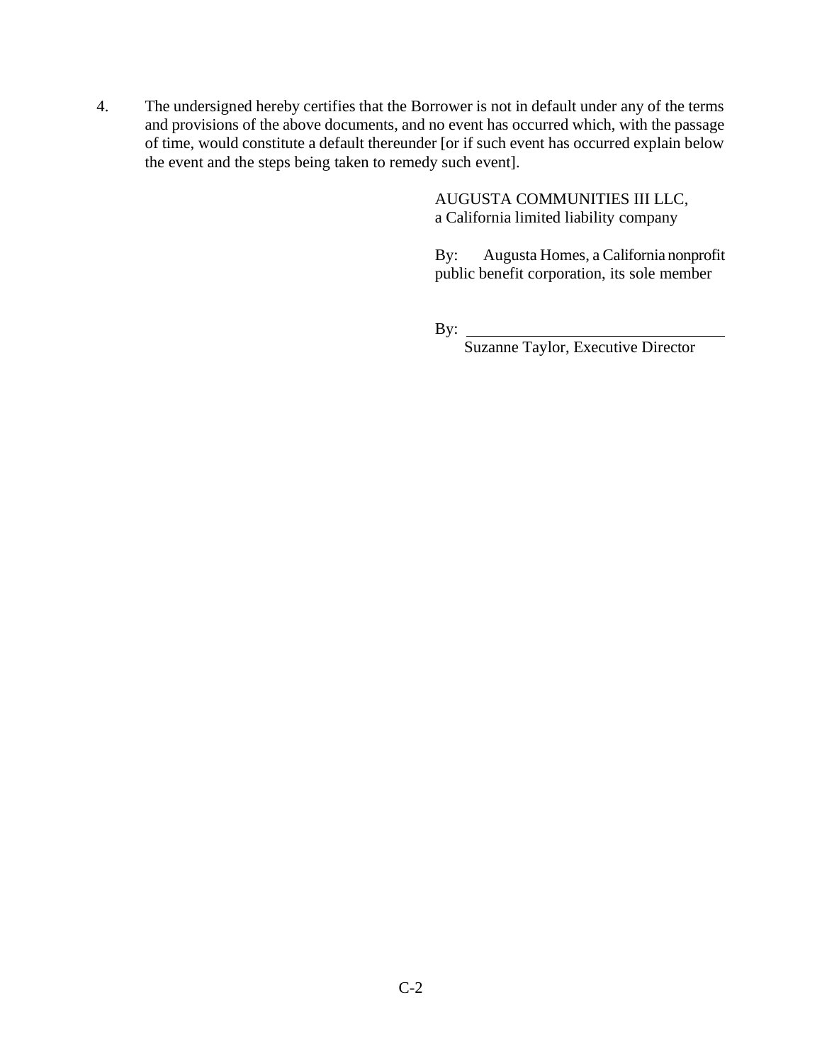4. The undersigned hereby certifies that the Borrower is not in default under any of the terms and provisions of the above documents, and no event has occurred which, with the passage of time, would constitute a default thereunder [or if such event has occurred explain below the event and the steps being taken to remedy such event].

AUGUSTA COMMUNITIES III LLC,
a California limited liability company

By: Augusta Homes, a California nonprofit public benefit corporation, its sole member

By: ______________________________
Suzanne Taylor, Executive Director